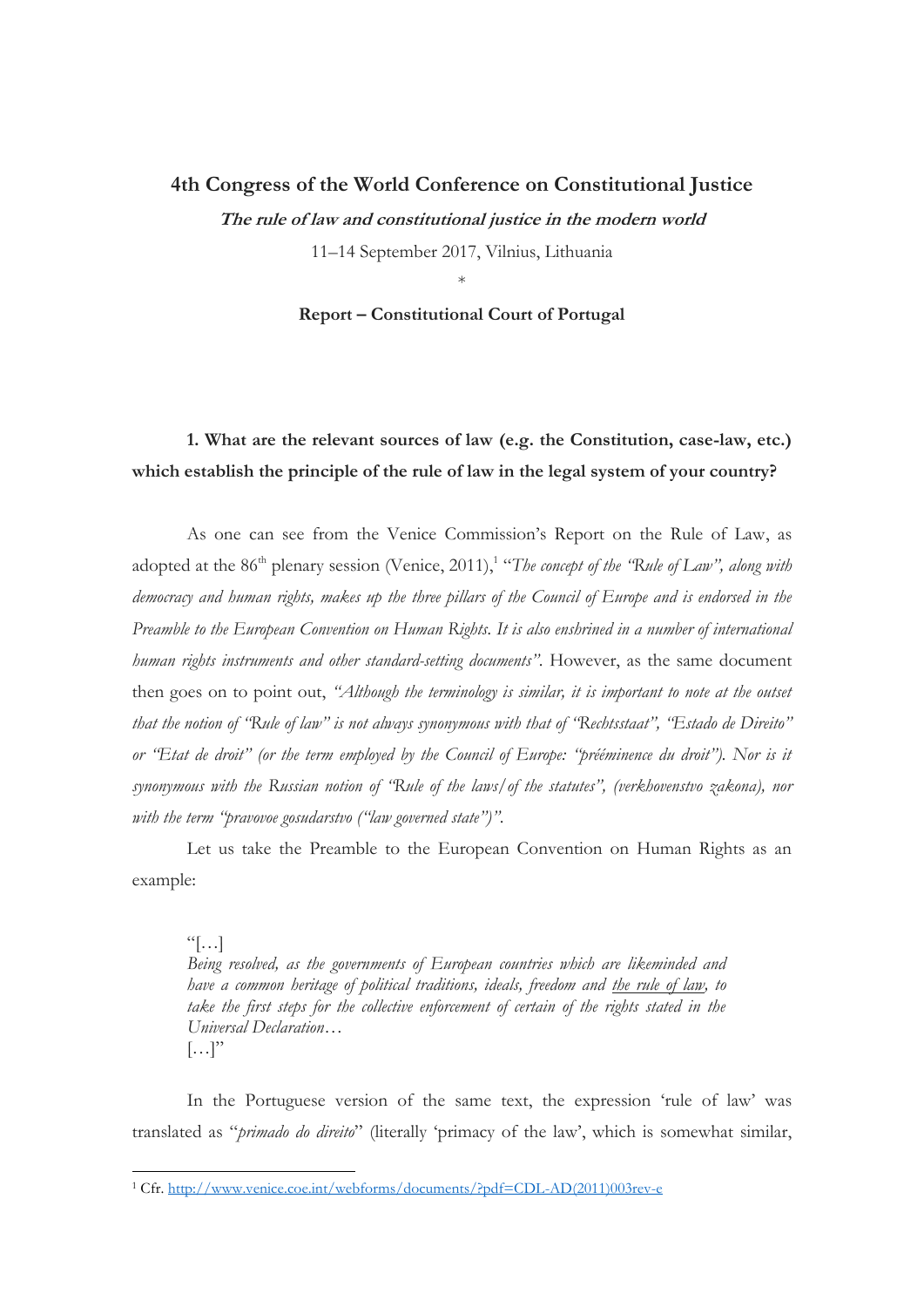## 4th Congress of the World Conference on Constitutional Justice

***The rule of law and constitutional justice in the modern world***

11–14 September 2017, Vilnius, Lithuania

\*

**Report – Constitutional Court of Portugal**

### 1. What are the relevant sources of law (e.g. the Constitution, case-law, etc.) which establish the principle of the rule of law in the legal system of your country?

As one can see from the Venice Commission's Report on the Rule of Law, as adopted at the 86th plenary session (Venice, 2011),[1] "*The concept of the "Rule of Law", along with democracy and human rights, makes up the three pillars of the Council of Europe and is endorsed in the Preamble to the European Convention on Human Rights. It is also enshrined in a number of international human rights instruments and other standard-setting documents"*. However, as the same document then goes on to point out, *"Although the terminology is similar, it is important to note at the outset that the notion of "Rule of law" is not always synonymous with that of "Rechtsstaat", "Estado de Direito" or "Etat de droit" (or the term employed by the Council of Europe: "prééminence du droit"). Nor is it synonymous with the Russian notion of "Rule of the laws/of the statutes", (verkhovenstvo zakona), nor with the term "pravovoe gosudarstvo ("law governed state")"*.

Let us take the Preamble to the European Convention on Human Rights as an example:

> "[…]
> *Being resolved, as the governments of European countries which are likeminded and have a common heritage of political traditions, ideals, freedom and* <u>*the rule of law*</u>*, to take the first steps for the collective enforcement of certain of the rights stated in the Universal Declaration…*
> […]"

In the Portuguese version of the same text, the expression 'rule of law' was translated as "*primado do direito*" (literally 'primacy of the law', which is somewhat similar,

[1] Cfr. http://www.venice.coe.int/webforms/documents/?pdf=CDL-AD(2011)003rev-e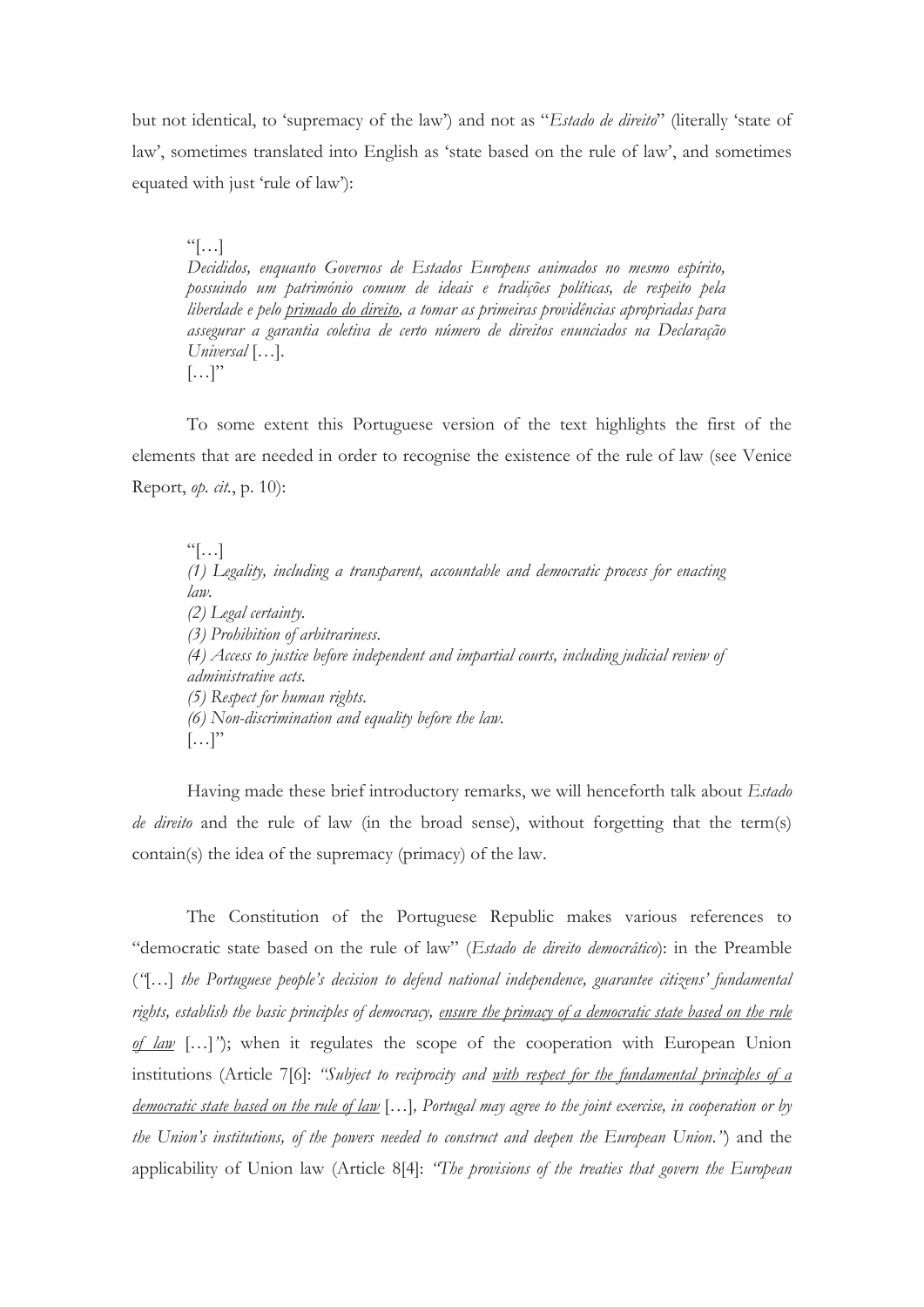but not identical, to 'supremacy of the law') and not as "*Estado de direito*" (literally 'state of law', sometimes translated into English as 'state based on the rule of law', and sometimes equated with just 'rule of law'):

> "[…]
> *Decididos, enquanto Governos de Estados Europeus animados no mesmo espírito, possuindo um património comum de ideais e tradições políticas, de respeito pela liberdade e pelo <u>primado do direito</u>, a tomar as primeiras providências apropriadas para assegurar a garantia coletiva de certo número de direitos enunciados na Declaração Universal* […].
> […]"

To some extent this Portuguese version of the text highlights the first of the elements that are needed in order to recognise the existence of the rule of law (see Venice Report, *op. cit.*, p. 10):

> "[…]
> *(1) Legality, including a transparent, accountable and democratic process for enacting law.*
> *(2) Legal certainty.*
> *(3) Prohibition of arbitrariness.*
> *(4) Access to justice before independent and impartial courts, including judicial review of administrative acts.*
> *(5) Respect for human rights.*
> *(6) Non-discrimination and equality before the law.*
> […]"

Having made these brief introductory remarks, we will henceforth talk about *Estado de direito* and the rule of law (in the broad sense), without forgetting that the term(s) contain(s) the idea of the supremacy (primacy) of the law.

The Constitution of the Portuguese Republic makes various references to "democratic state based on the rule of law" (*Estado de direito democrático*): in the Preamble (*"*[…] *the Portuguese people's decision to defend national independence, guarantee citizens' fundamental rights, establish the basic principles of democracy, <u>ensure the primacy of a democratic state based on the rule of law</u>* […]*"*); when it regulates the scope of the cooperation with European Union institutions (Article 7[6]: *"Subject to reciprocity and <u>with respect for the fundamental principles of a democratic state based on the rule of law</u>* […]*, Portugal may agree to the joint exercise, in cooperation or by the Union's institutions, of the powers needed to construct and deepen the European Union."*) and the applicability of Union law (Article 8[4]: *"The provisions of the treaties that govern the European*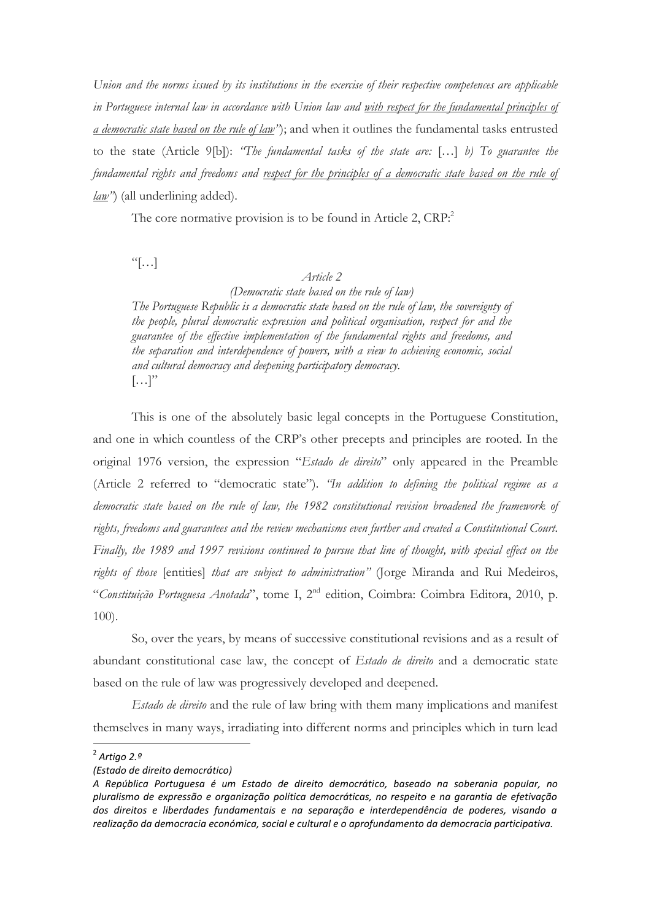*Union and the norms issued by its institutions in the exercise of their respective competences are applicable in Portuguese internal law in accordance with Union law and <u>with respect for the fundamental principles of a democratic state based on the rule of law</u>"*); and when it outlines the fundamental tasks entrusted to the state (Article 9[b]): *"The fundamental tasks of the state are:* […] *b) To guarantee the fundamental rights and freedoms and <u>respect for the principles of a democratic state based on the rule of law</u>"*) (all underlining added).

The core normative provision is to be found in Article 2, CRP:[2]

"[…]

> *Article 2*
>
> *(Democratic state based on the rule of law)*
>
> *The Portuguese Republic is a democratic state based on the rule of law, the sovereignty of the people, plural democratic expression and political organisation, respect for and the guarantee of the effective implementation of the fundamental rights and freedoms, and the separation and interdependence of powers, with a view to achieving economic, social and cultural democracy and deepening participatory democracy.*
>
> […]"

This is one of the absolutely basic legal concepts in the Portuguese Constitution, and one in which countless of the CRP's other precepts and principles are rooted. In the original 1976 version, the expression "*Estado de direito*" only appeared in the Preamble (Article 2 referred to "democratic state"). *"In addition to defining the political regime as a democratic state based on the rule of law, the 1982 constitutional revision broadened the framework of rights, freedoms and guarantees and the review mechanisms even further and created a Constitutional Court. Finally, the 1989 and 1997 revisions continued to pursue that line of thought, with special effect on the rights of those* [entities] *that are subject to administration"* (Jorge Miranda and Rui Medeiros, "*Constituição Portuguesa Anotada*", tome I, 2nd edition, Coimbra: Coimbra Editora, 2010, p. 100).

So, over the years, by means of successive constitutional revisions and as a result of abundant constitutional case law, the concept of *Estado de direito* and a democratic state based on the rule of law was progressively developed and deepened.

*Estado de direito* and the rule of law bring with them many implications and manifest themselves in many ways, irradiating into different norms and principles which in turn lead

---

[2] *Artigo 2.º*

*(Estado de direito democrático)*

*A República Portuguesa é um Estado de direito democrático, baseado na soberania popular, no pluralismo de expressão e organização política democráticas, no respeito e na garantia de efetivação dos direitos e liberdades fundamentais e na separação e interdependência de poderes, visando a realização da democracia económica, social e cultural e o aprofundamento da democracia participativa.*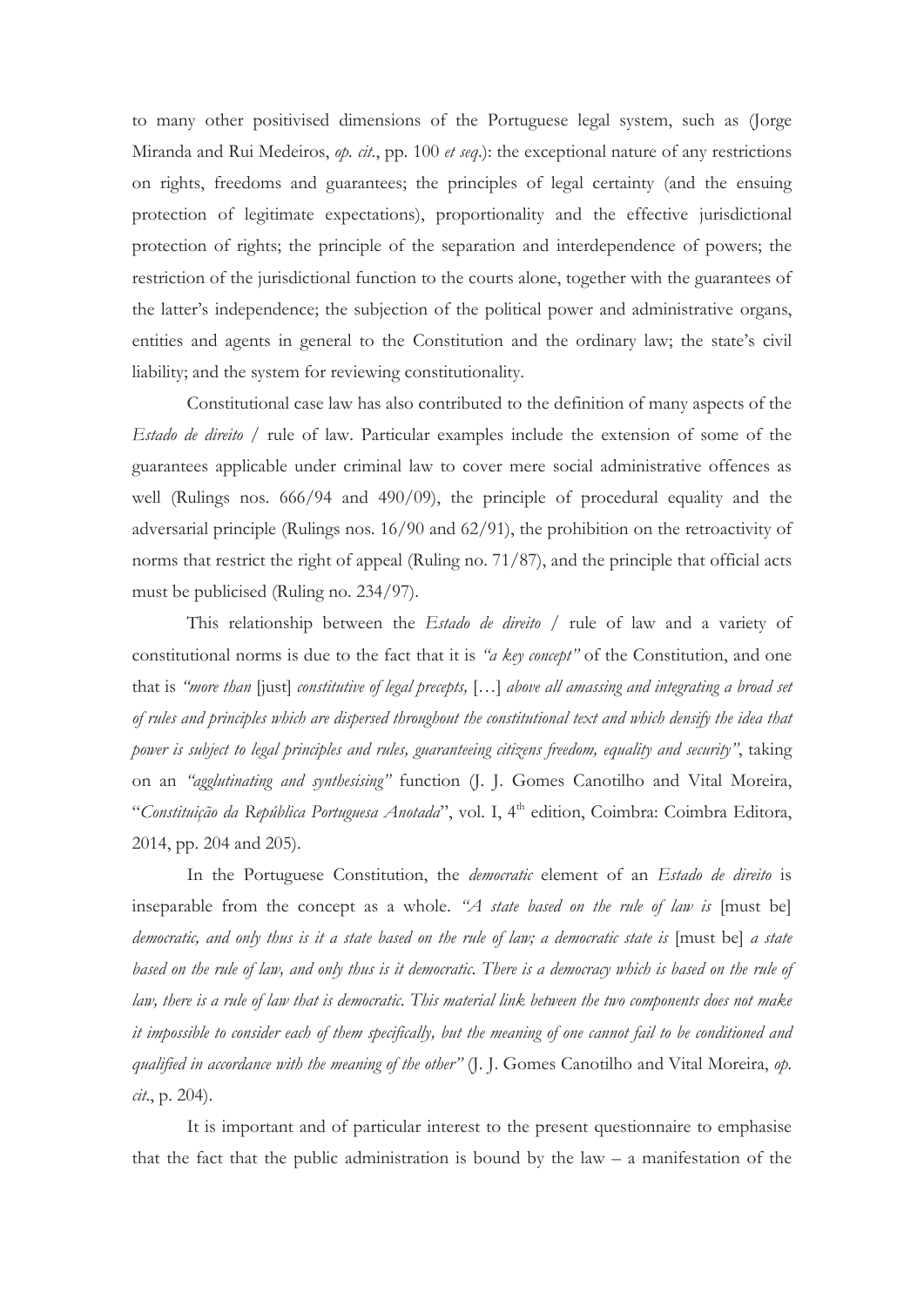to many other positivised dimensions of the Portuguese legal system, such as (Jorge Miranda and Rui Medeiros, *op. cit.*, pp. 100 *et seq.*): the exceptional nature of any restrictions on rights, freedoms and guarantees; the principles of legal certainty (and the ensuing protection of legitimate expectations), proportionality and the effective jurisdictional protection of rights; the principle of the separation and interdependence of powers; the restriction of the jurisdictional function to the courts alone, together with the guarantees of the latter's independence; the subjection of the political power and administrative organs, entities and agents in general to the Constitution and the ordinary law; the state's civil liability; and the system for reviewing constitutionality.

Constitutional case law has also contributed to the definition of many aspects of the *Estado de direito* / rule of law. Particular examples include the extension of some of the guarantees applicable under criminal law to cover mere social administrative offences as well (Rulings nos. 666/94 and 490/09), the principle of procedural equality and the adversarial principle (Rulings nos. 16/90 and 62/91), the prohibition on the retroactivity of norms that restrict the right of appeal (Ruling no. 71/87), and the principle that official acts must be publicised (Ruling no. 234/97).

This relationship between the *Estado de direito* / rule of law and a variety of constitutional norms is due to the fact that it is *"a key concept"* of the Constitution, and one that is *"more than* [just] *constitutive of legal precepts,* […] *above all amassing and integrating a broad set of rules and principles which are dispersed throughout the constitutional text and which densify the idea that power is subject to legal principles and rules, guaranteeing citizens freedom, equality and security"*, taking on an *"agglutinating and synthesising"* function (J. J. Gomes Canotilho and Vital Moreira, "*Constituição da República Portuguesa Anotada*", vol. I, 4th edition, Coimbra: Coimbra Editora, 2014, pp. 204 and 205).

In the Portuguese Constitution, the *democratic* element of an *Estado de direito* is inseparable from the concept as a whole. *"A state based on the rule of law is* [must be] *democratic, and only thus is it a state based on the rule of law; a democratic state is* [must be] *a state based on the rule of law, and only thus is it democratic. There is a democracy which is based on the rule of law, there is a rule of law that is democratic. This material link between the two components does not make it impossible to consider each of them specifically, but the meaning of one cannot fail to be conditioned and qualified in accordance with the meaning of the other"* (J. J. Gomes Canotilho and Vital Moreira, *op. cit.*, p. 204).

It is important and of particular interest to the present questionnaire to emphasise that the fact that the public administration is bound by the law – a manifestation of the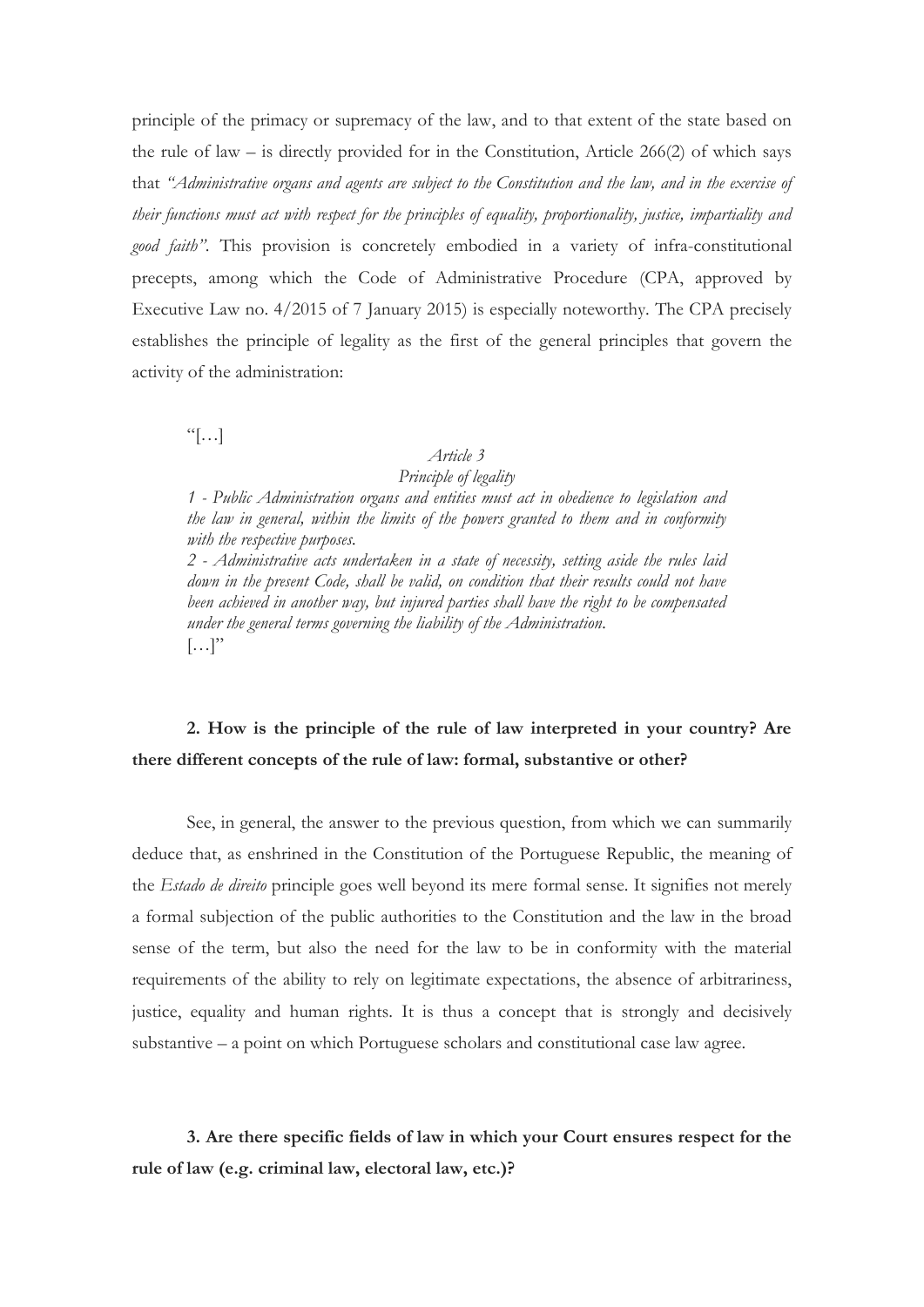principle of the primacy or supremacy of the law, and to that extent of the state based on the rule of law – is directly provided for in the Constitution, Article 266(2) of which says that *"Administrative organs and agents are subject to the Constitution and the law, and in the exercise of their functions must act with respect for the principles of equality, proportionality, justice, impartiality and good faith"*. This provision is concretely embodied in a variety of infra-constitutional precepts, among which the Code of Administrative Procedure (CPA, approved by Executive Law no. 4/2015 of 7 January 2015) is especially noteworthy. The CPA precisely establishes the principle of legality as the first of the general principles that govern the activity of the administration:

> "[…]
>
> *Article 3*
>
> *Principle of legality*
>
> *1 - Public Administration organs and entities must act in obedience to legislation and the law in general, within the limits of the powers granted to them and in conformity with the respective purposes.*
>
> *2 - Administrative acts undertaken in a state of necessity, setting aside the rules laid down in the present Code, shall be valid, on condition that their results could not have been achieved in another way, but injured parties shall have the right to be compensated under the general terms governing the liability of the Administration.*
>
> […]"

**2. How is the principle of the rule of law interpreted in your country? Are there different concepts of the rule of law: formal, substantive or other?**

See, in general, the answer to the previous question, from which we can summarily deduce that, as enshrined in the Constitution of the Portuguese Republic, the meaning of the *Estado de direito* principle goes well beyond its mere formal sense. It signifies not merely a formal subjection of the public authorities to the Constitution and the law in the broad sense of the term, but also the need for the law to be in conformity with the material requirements of the ability to rely on legitimate expectations, the absence of arbitrariness, justice, equality and human rights. It is thus a concept that is strongly and decisively substantive – a point on which Portuguese scholars and constitutional case law agree.

**3. Are there specific fields of law in which your Court ensures respect for the rule of law (e.g. criminal law, electoral law, etc.)?**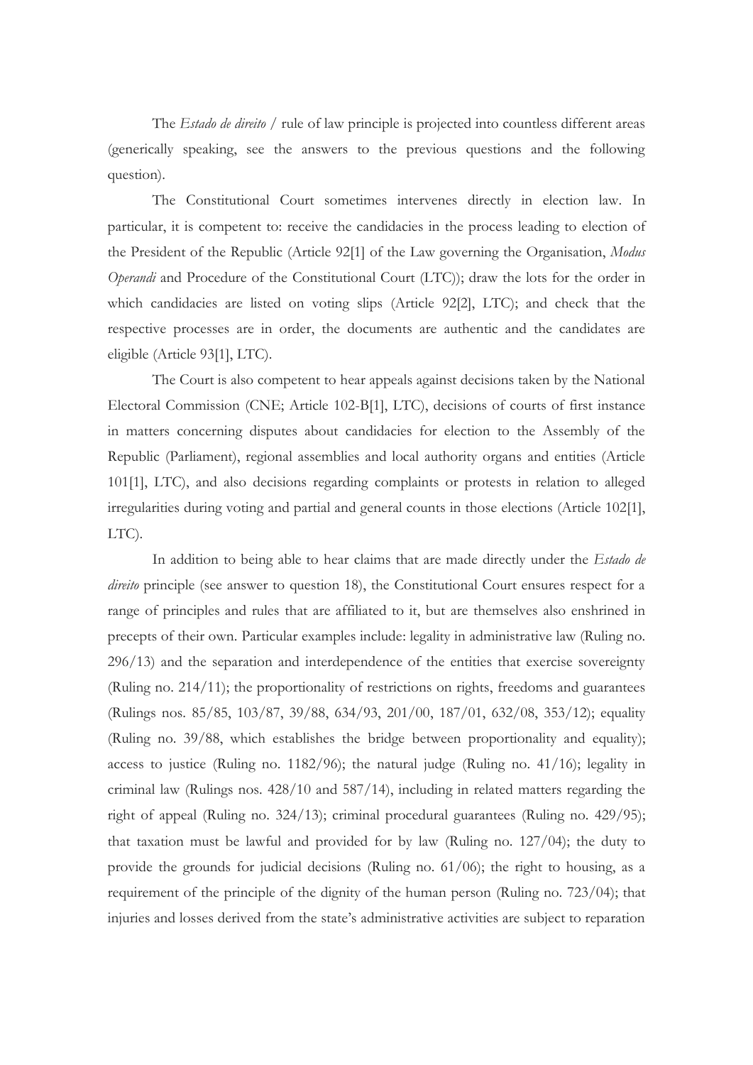The *Estado de direito* / rule of law principle is projected into countless different areas (generically speaking, see the answers to the previous questions and the following question).

The Constitutional Court sometimes intervenes directly in election law. In particular, it is competent to: receive the candidacies in the process leading to election of the President of the Republic (Article 92[1] of the Law governing the Organisation, *Modus Operandi* and Procedure of the Constitutional Court (LTC)); draw the lots for the order in which candidacies are listed on voting slips (Article 92[2], LTC); and check that the respective processes are in order, the documents are authentic and the candidates are eligible (Article 93[1], LTC).

The Court is also competent to hear appeals against decisions taken by the National Electoral Commission (CNE; Article 102-B[1], LTC), decisions of courts of first instance in matters concerning disputes about candidacies for election to the Assembly of the Republic (Parliament), regional assemblies and local authority organs and entities (Article 101[1], LTC), and also decisions regarding complaints or protests in relation to alleged irregularities during voting and partial and general counts in those elections (Article 102[1], LTC).

In addition to being able to hear claims that are made directly under the *Estado de direito* principle (see answer to question 18), the Constitutional Court ensures respect for a range of principles and rules that are affiliated to it, but are themselves also enshrined in precepts of their own. Particular examples include: legality in administrative law (Ruling no. 296/13) and the separation and interdependence of the entities that exercise sovereignty (Ruling no. 214/11); the proportionality of restrictions on rights, freedoms and guarantees (Rulings nos. 85/85, 103/87, 39/88, 634/93, 201/00, 187/01, 632/08, 353/12); equality (Ruling no. 39/88, which establishes the bridge between proportionality and equality); access to justice (Ruling no. 1182/96); the natural judge (Ruling no. 41/16); legality in criminal law (Rulings nos. 428/10 and 587/14), including in related matters regarding the right of appeal (Ruling no. 324/13); criminal procedural guarantees (Ruling no. 429/95); that taxation must be lawful and provided for by law (Ruling no. 127/04); the duty to provide the grounds for judicial decisions (Ruling no. 61/06); the right to housing, as a requirement of the principle of the dignity of the human person (Ruling no. 723/04); that injuries and losses derived from the state's administrative activities are subject to reparation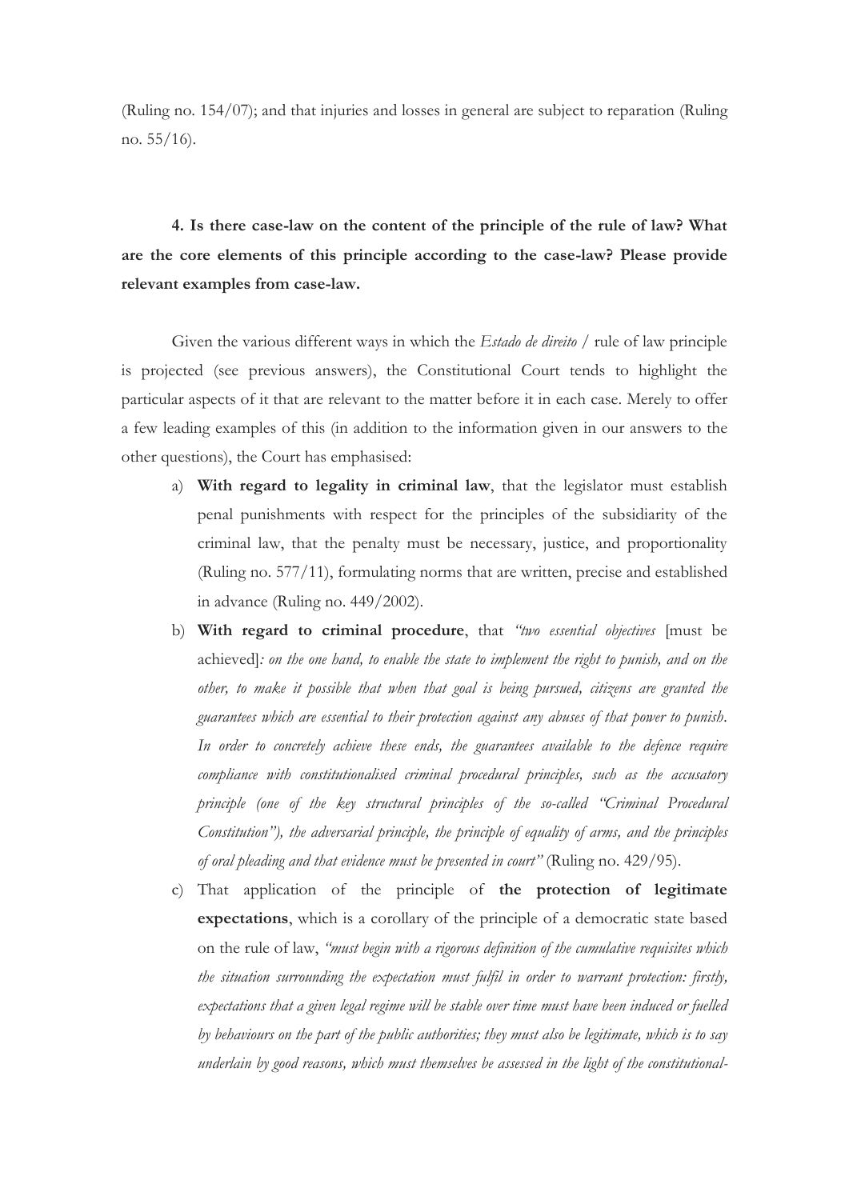(Ruling no. 154/07); and that injuries and losses in general are subject to reparation (Ruling no. 55/16).

**4. Is there case-law on the content of the principle of the rule of law? What are the core elements of this principle according to the case-law? Please provide relevant examples from case-law.**

Given the various different ways in which the *Estado de direito* / rule of law principle is projected (see previous answers), the Constitutional Court tends to highlight the particular aspects of it that are relevant to the matter before it in each case. Merely to offer a few leading examples of this (in addition to the information given in our answers to the other questions), the Court has emphasised:

a) **With regard to legality in criminal law**, that the legislator must establish penal punishments with respect for the principles of the subsidiarity of the criminal law, that the penalty must be necessary, justice, and proportionality (Ruling no. 577/11), formulating norms that are written, precise and established in advance (Ruling no. 449/2002).

b) **With regard to criminal procedure**, that *"two essential objectives* [must be achieved]*: on the one hand, to enable the state to implement the right to punish, and on the other, to make it possible that when that goal is being pursued, citizens are granted the guarantees which are essential to their protection against any abuses of that power to punish. In order to concretely achieve these ends, the guarantees available to the defence require compliance with constitutionalised criminal procedural principles, such as the accusatory principle (one of the key structural principles of the so-called "Criminal Procedural Constitution"), the adversarial principle, the principle of equality of arms, and the principles of oral pleading and that evidence must be presented in court"* (Ruling no. 429/95).

c) That application of the principle of **the protection of legitimate expectations**, which is a corollary of the principle of a democratic state based on the rule of law, *"must begin with a rigorous definition of the cumulative requisites which the situation surrounding the expectation must fulfil in order to warrant protection: firstly, expectations that a given legal regime will be stable over time must have been induced or fuelled by behaviours on the part of the public authorities; they must also be legitimate, which is to say underlain by good reasons, which must themselves be assessed in the light of the constitutional-*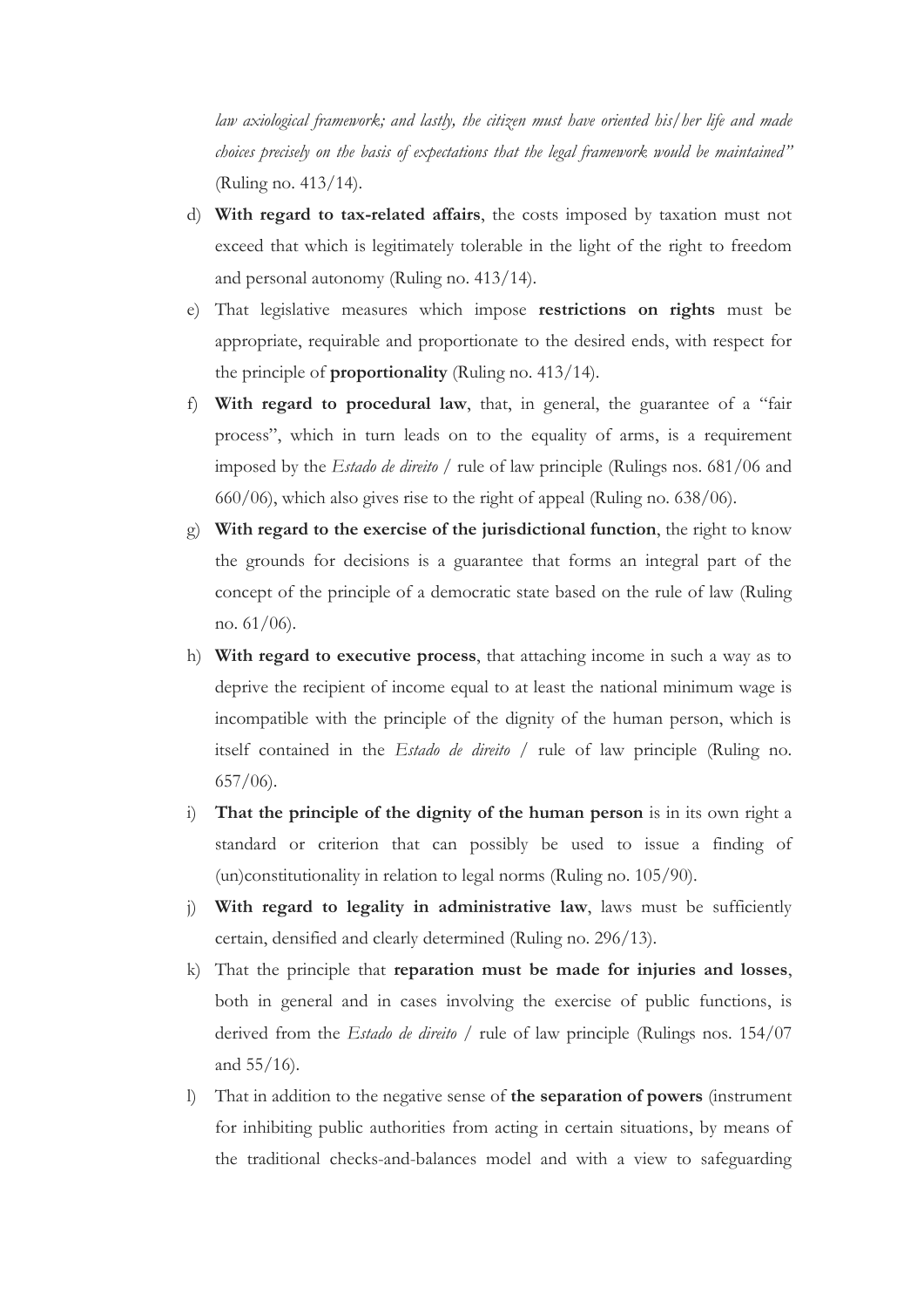*law axiological framework; and lastly, the citizen must have oriented his/her life and made choices precisely on the basis of expectations that the legal framework would be maintained"* (Ruling no. 413/14).

d) **With regard to tax-related affairs**, the costs imposed by taxation must not exceed that which is legitimately tolerable in the light of the right to freedom and personal autonomy (Ruling no. 413/14).

e) That legislative measures which impose **restrictions on rights** must be appropriate, requirable and proportionate to the desired ends, with respect for the principle of **proportionality** (Ruling no. 413/14).

f) **With regard to procedural law**, that, in general, the guarantee of a "fair process", which in turn leads on to the equality of arms, is a requirement imposed by the *Estado de direito* / rule of law principle (Rulings nos. 681/06 and 660/06), which also gives rise to the right of appeal (Ruling no. 638/06).

g) **With regard to the exercise of the jurisdictional function**, the right to know the grounds for decisions is a guarantee that forms an integral part of the concept of the principle of a democratic state based on the rule of law (Ruling no. 61/06).

h) **With regard to executive process**, that attaching income in such a way as to deprive the recipient of income equal to at least the national minimum wage is incompatible with the principle of the dignity of the human person, which is itself contained in the *Estado de direito* / rule of law principle (Ruling no. 657/06).

i) **That the principle of the dignity of the human person** is in its own right a standard or criterion that can possibly be used to issue a finding of (un)constitutionality in relation to legal norms (Ruling no. 105/90).

j) **With regard to legality in administrative law**, laws must be sufficiently certain, densified and clearly determined (Ruling no. 296/13).

k) That the principle that **reparation must be made for injuries and losses**, both in general and in cases involving the exercise of public functions, is derived from the *Estado de direito* / rule of law principle (Rulings nos. 154/07 and 55/16).

l) That in addition to the negative sense of **the separation of powers** (instrument for inhibiting public authorities from acting in certain situations, by means of the traditional checks-and-balances model and with a view to safeguarding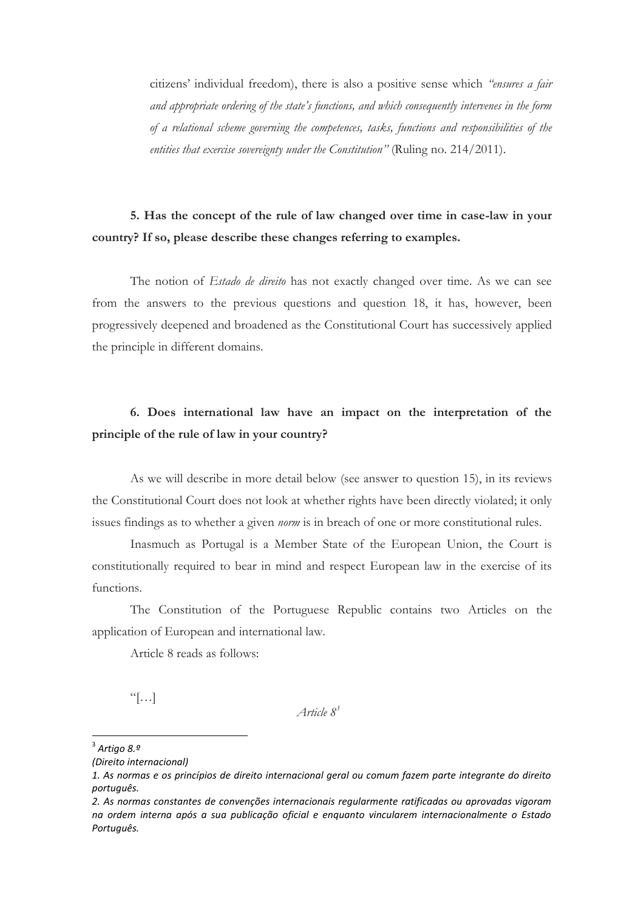citizens' individual freedom), there is also a positive sense which *"ensures a fair and appropriate ordering of the state's functions, and which consequently intervenes in the form of a relational scheme governing the competences, tasks, functions and responsibilities of the entities that exercise sovereignty under the Constitution"* (Ruling no. 214/2011).

**5. Has the concept of the rule of law changed over time in case-law in your country? If so, please describe these changes referring to examples.**

The notion of *Estado de direito* has not exactly changed over time. As we can see from the answers to the previous questions and question 18, it has, however, been progressively deepened and broadened as the Constitutional Court has successively applied the principle in different domains.

**6. Does international law have an impact on the interpretation of the principle of the rule of law in your country?**

As we will describe in more detail below (see answer to question 15), in its reviews the Constitutional Court does not look at whether rights have been directly violated; it only issues findings as to whether a given *norm* is in breach of one or more constitutional rules.

Inasmuch as Portugal is a Member State of the European Union, the Court is constitutionally required to bear in mind and respect European law in the exercise of its functions.

The Constitution of the Portuguese Republic contains two Articles on the application of European and international law.

Article 8 reads as follows:

"[…]

*Article 8*[3]

---

[3] *Artigo 8.º*
*(Direito internacional)*
*1. As normas e os princípios de direito internacional geral ou comum fazem parte integrante do direito português.*
*2. As normas constantes de convenções internacionais regularmente ratificadas ou aprovadas vigoram na ordem interna após a sua publicação oficial e enquanto vincularem internacionalmente o Estado Português.*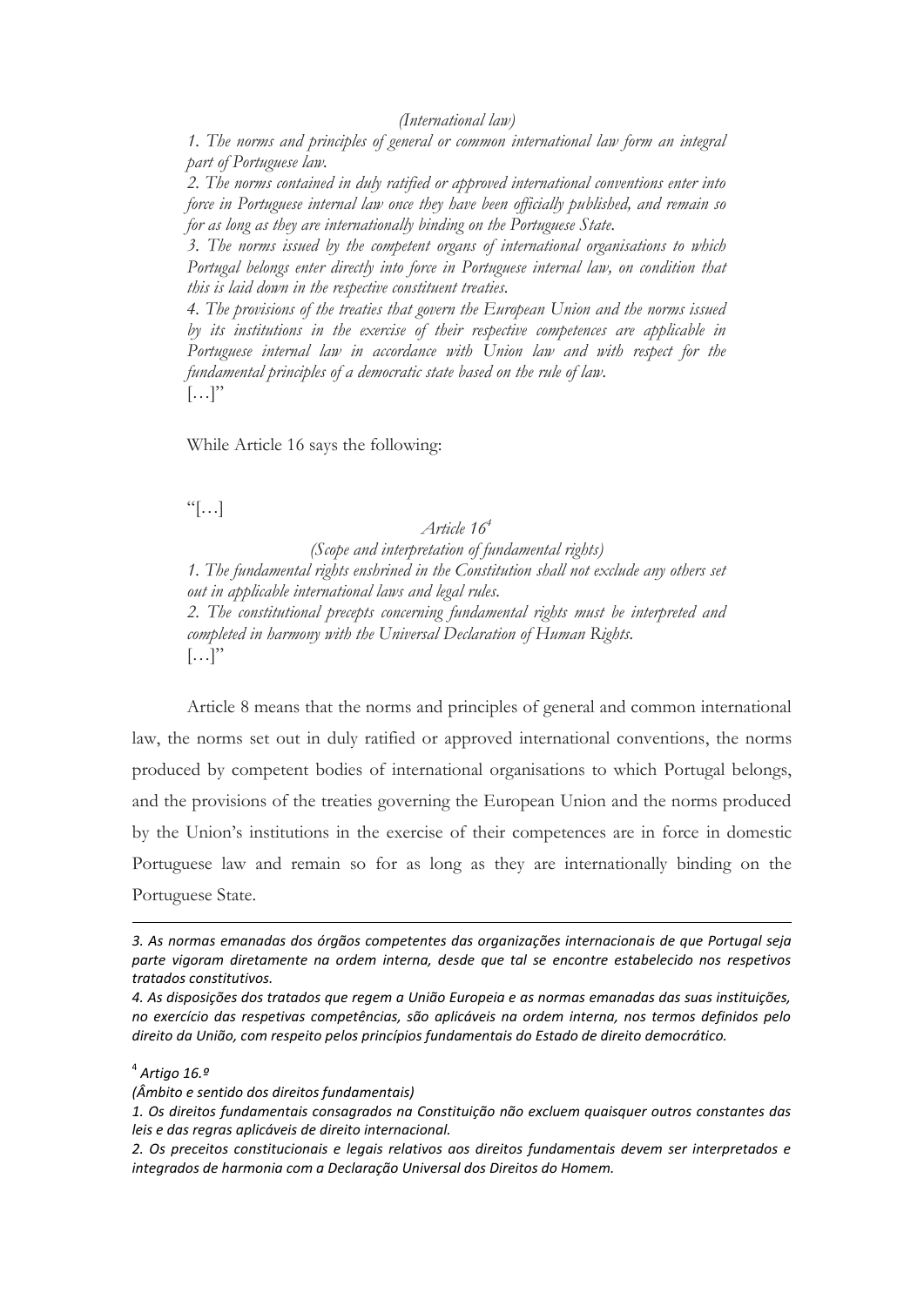*(International law)*

*1. The norms and principles of general or common international law form an integral part of Portuguese law.*

*2. The norms contained in duly ratified or approved international conventions enter into force in Portuguese internal law once they have been officially published, and remain so for as long as they are internationally binding on the Portuguese State.*

*3. The norms issued by the competent organs of international organisations to which Portugal belongs enter directly into force in Portuguese internal law, on condition that this is laid down in the respective constituent treaties.*

*4. The provisions of the treaties that govern the European Union and the norms issued by its institutions in the exercise of their respective competences are applicable in Portuguese internal law in accordance with Union law and with respect for the fundamental principles of a democratic state based on the rule of law.*

[…]"

While Article 16 says the following:

"[…]

*Article 16*[4]

*(Scope and interpretation of fundamental rights)*

*1. The fundamental rights enshrined in the Constitution shall not exclude any others set out in applicable international laws and legal rules.*

*2. The constitutional precepts concerning fundamental rights must be interpreted and completed in harmony with the Universal Declaration of Human Rights.*

[…]"

Article 8 means that the norms and principles of general and common international law, the norms set out in duly ratified or approved international conventions, the norms produced by competent bodies of international organisations to which Portugal belongs, and the provisions of the treaties governing the European Union and the norms produced by the Union's institutions in the exercise of their competences are in force in domestic Portuguese law and remain so for as long as they are internationally binding on the Portuguese State.

---

*3. As normas emanadas dos órgãos competentes das organizações internacionais de que Portugal seja parte vigoram diretamente na ordem interna, desde que tal se encontre estabelecido nos respetivos tratados constitutivos.*

*4. As disposições dos tratados que regem a União Europeia e as normas emanadas das suas instituições, no exercício das respetivas competências, são aplicáveis na ordem interna, nos termos definidos pelo direito da União, com respeito pelos princípios fundamentais do Estado de direito democrático.*

[4] *Artigo 16.º*

*(Âmbito e sentido dos direitos fundamentais)*

*1. Os direitos fundamentais consagrados na Constituição não excluem quaisquer outros constantes das leis e das regras aplicáveis de direito internacional.*

*2. Os preceitos constitucionais e legais relativos aos direitos fundamentais devem ser interpretados e integrados de harmonia com a Declaração Universal dos Direitos do Homem.*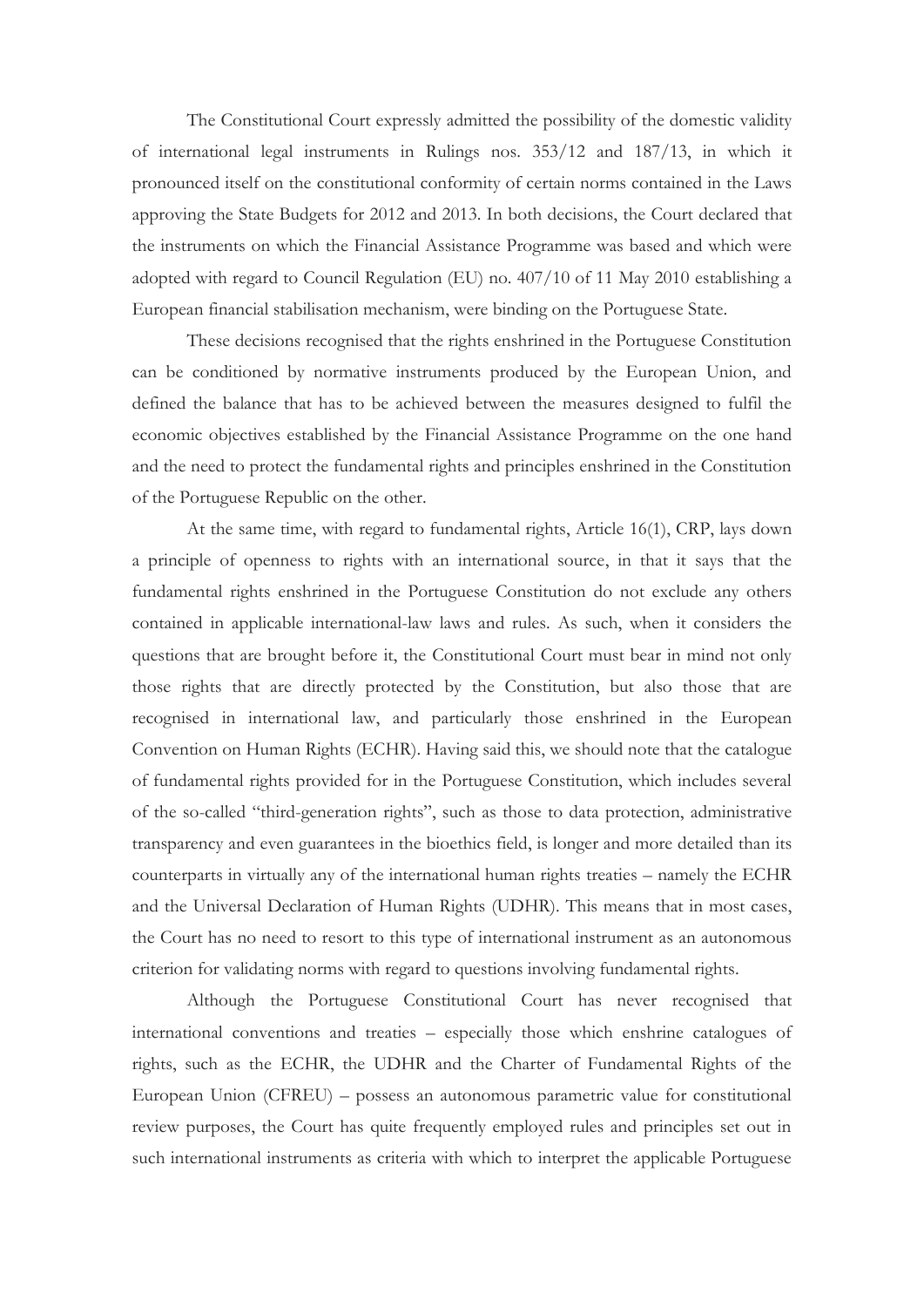The Constitutional Court expressly admitted the possibility of the domestic validity of international legal instruments in Rulings nos. 353/12 and 187/13, in which it pronounced itself on the constitutional conformity of certain norms contained in the Laws approving the State Budgets for 2012 and 2013. In both decisions, the Court declared that the instruments on which the Financial Assistance Programme was based and which were adopted with regard to Council Regulation (EU) no. 407/10 of 11 May 2010 establishing a European financial stabilisation mechanism, were binding on the Portuguese State.

These decisions recognised that the rights enshrined in the Portuguese Constitution can be conditioned by normative instruments produced by the European Union, and defined the balance that has to be achieved between the measures designed to fulfil the economic objectives established by the Financial Assistance Programme on the one hand and the need to protect the fundamental rights and principles enshrined in the Constitution of the Portuguese Republic on the other.

At the same time, with regard to fundamental rights, Article 16(1), CRP, lays down a principle of openness to rights with an international source, in that it says that the fundamental rights enshrined in the Portuguese Constitution do not exclude any others contained in applicable international-law laws and rules. As such, when it considers the questions that are brought before it, the Constitutional Court must bear in mind not only those rights that are directly protected by the Constitution, but also those that are recognised in international law, and particularly those enshrined in the European Convention on Human Rights (ECHR). Having said this, we should note that the catalogue of fundamental rights provided for in the Portuguese Constitution, which includes several of the so-called "third-generation rights", such as those to data protection, administrative transparency and even guarantees in the bioethics field, is longer and more detailed than its counterparts in virtually any of the international human rights treaties – namely the ECHR and the Universal Declaration of Human Rights (UDHR). This means that in most cases, the Court has no need to resort to this type of international instrument as an autonomous criterion for validating norms with regard to questions involving fundamental rights.

Although the Portuguese Constitutional Court has never recognised that international conventions and treaties – especially those which enshrine catalogues of rights, such as the ECHR, the UDHR and the Charter of Fundamental Rights of the European Union (CFREU) – possess an autonomous parametric value for constitutional review purposes, the Court has quite frequently employed rules and principles set out in such international instruments as criteria with which to interpret the applicable Portuguese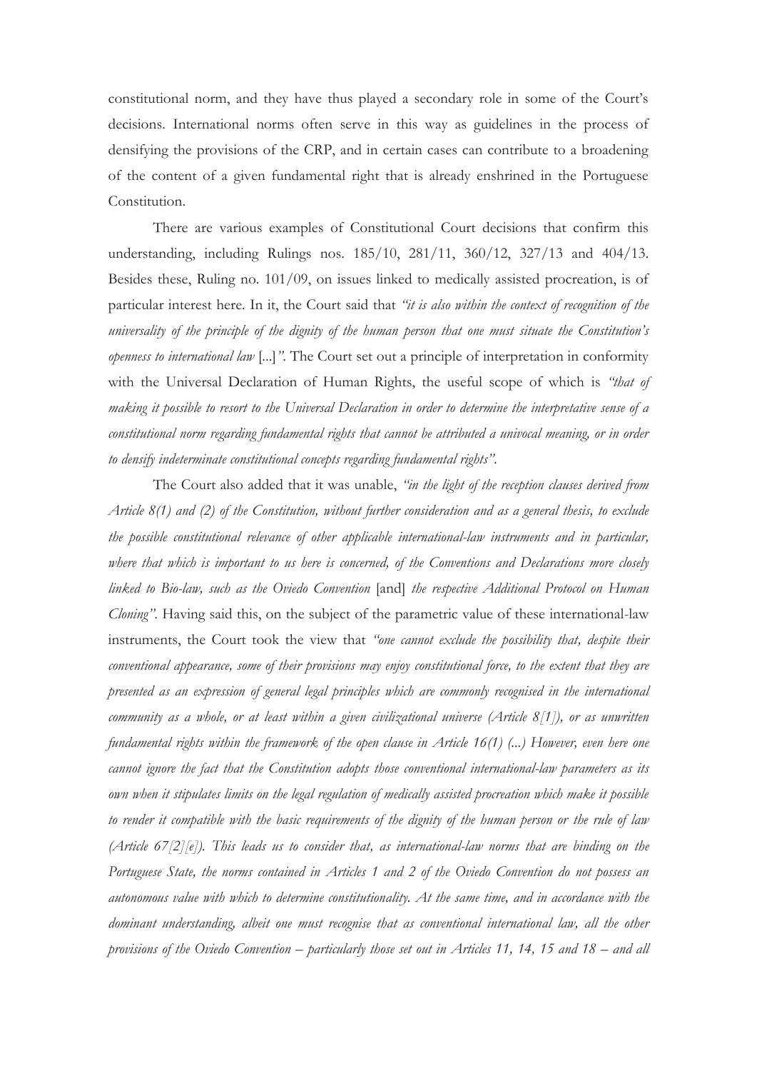constitutional norm, and they have thus played a secondary role in some of the Court's decisions. International norms often serve in this way as guidelines in the process of densifying the provisions of the CRP, and in certain cases can contribute to a broadening of the content of a given fundamental right that is already enshrined in the Portuguese Constitution.

There are various examples of Constitutional Court decisions that confirm this understanding, including Rulings nos. 185/10, 281/11, 360/12, 327/13 and 404/13. Besides these, Ruling no. 101/09, on issues linked to medically assisted procreation, is of particular interest here. In it, the Court said that *"it is also within the context of recognition of the universality of the principle of the dignity of the human person that one must situate the Constitution's openness to international law* [...]*"*. The Court set out a principle of interpretation in conformity with the Universal Declaration of Human Rights, the useful scope of which is *"that of making it possible to resort to the Universal Declaration in order to determine the interpretative sense of a constitutional norm regarding fundamental rights that cannot be attributed a univocal meaning, or in order to densify indeterminate constitutional concepts regarding fundamental rights"*.

The Court also added that it was unable, *"in the light of the reception clauses derived from Article 8(1) and (2) of the Constitution, without further consideration and as a general thesis, to exclude the possible constitutional relevance of other applicable international-law instruments and in particular, where that which is important to us here is concerned, of the Conventions and Declarations more closely linked to Bio-law, such as the Oviedo Convention* [and] *the respective Additional Protocol on Human Cloning"*. Having said this, on the subject of the parametric value of these international-law instruments, the Court took the view that *"one cannot exclude the possibility that, despite their conventional appearance, some of their provisions may enjoy constitutional force, to the extent that they are presented as an expression of general legal principles which are commonly recognised in the international community as a whole, or at least within a given civilizational universe (Article 8[1]), or as unwritten fundamental rights within the framework of the open clause in Article 16(1) (...) However, even here one cannot ignore the fact that the Constitution adopts those conventional international-law parameters as its own when it stipulates limits on the legal regulation of medically assisted procreation which make it possible to render it compatible with the basic requirements of the dignity of the human person or the rule of law (Article 67[2][e]). This leads us to consider that, as international-law norms that are binding on the Portuguese State, the norms contained in Articles 1 and 2 of the Oviedo Convention do not possess an autonomous value with which to determine constitutionality. At the same time, and in accordance with the dominant understanding, albeit one must recognise that as conventional international law, all the other provisions of the Oviedo Convention – particularly those set out in Articles 11, 14, 15 and 18 – and all*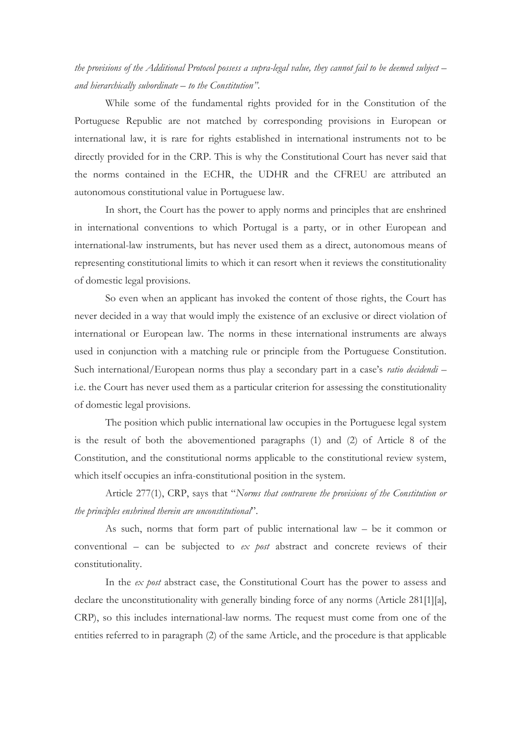*the provisions of the Additional Protocol possess a supra-legal value, they cannot fail to be deemed subject – and hierarchically subordinate – to the Constitution".*

While some of the fundamental rights provided for in the Constitution of the Portuguese Republic are not matched by corresponding provisions in European or international law, it is rare for rights established in international instruments not to be directly provided for in the CRP. This is why the Constitutional Court has never said that the norms contained in the ECHR, the UDHR and the CFREU are attributed an autonomous constitutional value in Portuguese law.

In short, the Court has the power to apply norms and principles that are enshrined in international conventions to which Portugal is a party, or in other European and international-law instruments, but has never used them as a direct, autonomous means of representing constitutional limits to which it can resort when it reviews the constitutionality of domestic legal provisions.

So even when an applicant has invoked the content of those rights, the Court has never decided in a way that would imply the existence of an exclusive or direct violation of international or European law. The norms in these international instruments are always used in conjunction with a matching rule or principle from the Portuguese Constitution. Such international/European norms thus play a secondary part in a case's *ratio decidendi* – i.e. the Court has never used them as a particular criterion for assessing the constitutionality of domestic legal provisions.

The position which public international law occupies in the Portuguese legal system is the result of both the abovementioned paragraphs (1) and (2) of Article 8 of the Constitution, and the constitutional norms applicable to the constitutional review system, which itself occupies an infra-constitutional position in the system.

Article 277(1), CRP, says that "*Norms that contravene the provisions of the Constitution or the principles enshrined therein are unconstitutional*".

As such, norms that form part of public international law – be it common or conventional – can be subjected to *ex post* abstract and concrete reviews of their constitutionality.

In the *ex post* abstract case, the Constitutional Court has the power to assess and declare the unconstitutionality with generally binding force of any norms (Article 281[1][a], CRP), so this includes international-law norms. The request must come from one of the entities referred to in paragraph (2) of the same Article, and the procedure is that applicable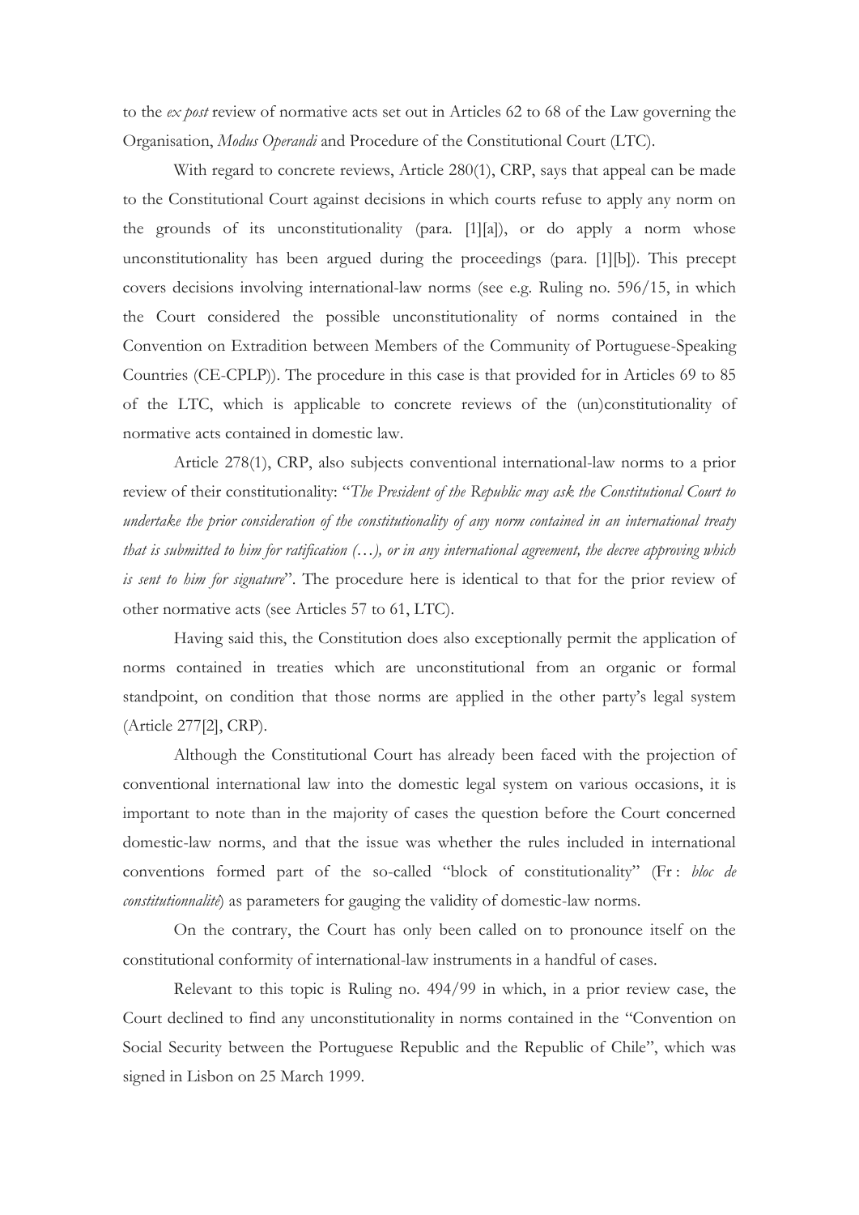to the *ex post* review of normative acts set out in Articles 62 to 68 of the Law governing the Organisation, *Modus Operandi* and Procedure of the Constitutional Court (LTC).

With regard to concrete reviews, Article 280(1), CRP, says that appeal can be made to the Constitutional Court against decisions in which courts refuse to apply any norm on the grounds of its unconstitutionality (para. [1][a]), or do apply a norm whose unconstitutionality has been argued during the proceedings (para. [1][b]). This precept covers decisions involving international-law norms (see e.g. Ruling no. 596/15, in which the Court considered the possible unconstitutionality of norms contained in the Convention on Extradition between Members of the Community of Portuguese-Speaking Countries (CE-CPLP)). The procedure in this case is that provided for in Articles 69 to 85 of the LTC, which is applicable to concrete reviews of the (un)constitutionality of normative acts contained in domestic law.

Article 278(1), CRP, also subjects conventional international-law norms to a prior review of their constitutionality: "*The President of the Republic may ask the Constitutional Court to undertake the prior consideration of the constitutionality of any norm contained in an international treaty that is submitted to him for ratification (…), or in any international agreement, the decree approving which is sent to him for signature*". The procedure here is identical to that for the prior review of other normative acts (see Articles 57 to 61, LTC).

Having said this, the Constitution does also exceptionally permit the application of norms contained in treaties which are unconstitutional from an organic or formal standpoint, on condition that those norms are applied in the other party's legal system (Article 277[2], CRP).

Although the Constitutional Court has already been faced with the projection of conventional international law into the domestic legal system on various occasions, it is important to note than in the majority of cases the question before the Court concerned domestic-law norms, and that the issue was whether the rules included in international conventions formed part of the so-called "block of constitutionality" (Fr : *bloc de constitutionnalité*) as parameters for gauging the validity of domestic-law norms.

On the contrary, the Court has only been called on to pronounce itself on the constitutional conformity of international-law instruments in a handful of cases.

Relevant to this topic is Ruling no. 494/99 in which, in a prior review case, the Court declined to find any unconstitutionality in norms contained in the "Convention on Social Security between the Portuguese Republic and the Republic of Chile", which was signed in Lisbon on 25 March 1999.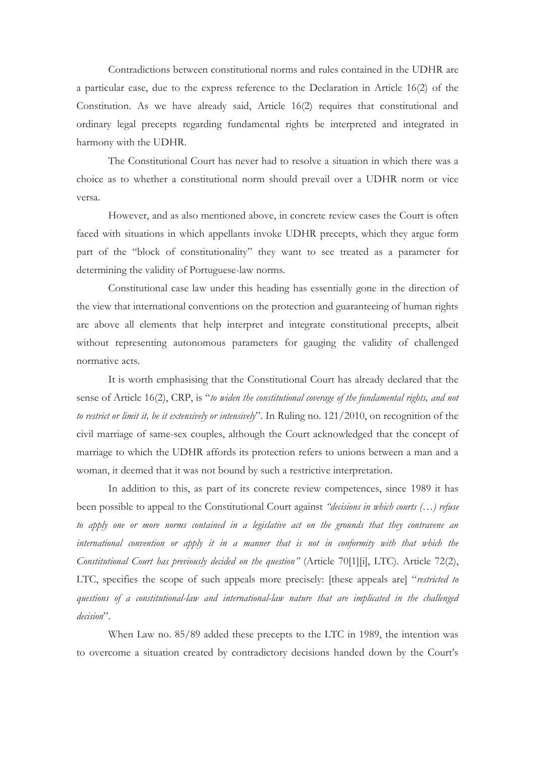Contradictions between constitutional norms and rules contained in the UDHR are a particular case, due to the express reference to the Declaration in Article 16(2) of the Constitution. As we have already said, Article 16(2) requires that constitutional and ordinary legal precepts regarding fundamental rights be interpreted and integrated in harmony with the UDHR.

The Constitutional Court has never had to resolve a situation in which there was a choice as to whether a constitutional norm should prevail over a UDHR norm or vice versa.

However, and as also mentioned above, in concrete review cases the Court is often faced with situations in which appellants invoke UDHR precepts, which they argue form part of the "block of constitutionality" they want to see treated as a parameter for determining the validity of Portuguese-law norms.

Constitutional case law under this heading has essentially gone in the direction of the view that international conventions on the protection and guaranteeing of human rights are above all elements that help interpret and integrate constitutional precepts, albeit without representing autonomous parameters for gauging the validity of challenged normative acts.

It is worth emphasising that the Constitutional Court has already declared that the sense of Article 16(2), CRP, is "*to widen the constitutional coverage of the fundamental rights, and not to restrict or limit it, be it extensively or intensively*". In Ruling no. 121/2010, on recognition of the civil marriage of same-sex couples, although the Court acknowledged that the concept of marriage to which the UDHR affords its protection refers to unions between a man and a woman, it deemed that it was not bound by such a restrictive interpretation.

In addition to this, as part of its concrete review competences, since 1989 it has been possible to appeal to the Constitutional Court against *"decisions in which courts (…) refuse to apply one or more norms contained in a legislative act on the grounds that they contravene an international convention or apply it in a manner that is not in conformity with that which the Constitutional Court has previously decided on the question"* (Article 70[1][i], LTC). Article 72(2), LTC, specifies the scope of such appeals more precisely: [these appeals are] "*restricted to questions of a constitutional-law and international-law nature that are implicated in the challenged decision*".

When Law no. 85/89 added these precepts to the LTC in 1989, the intention was to overcome a situation created by contradictory decisions handed down by the Court's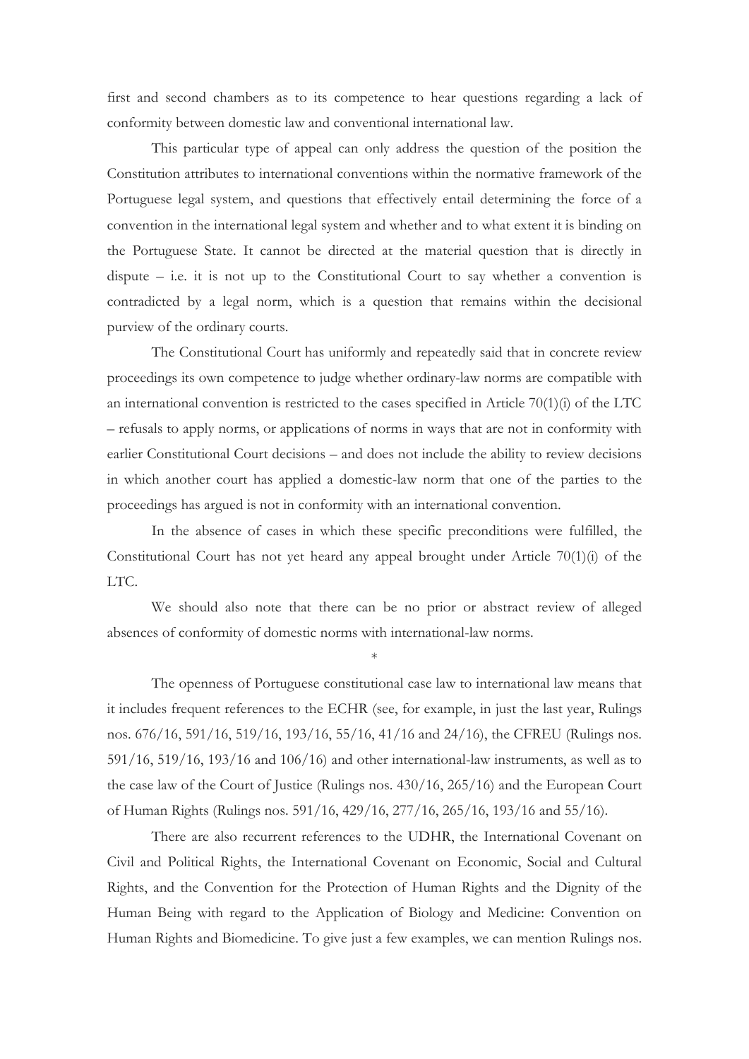first and second chambers as to its competence to hear questions regarding a lack of conformity between domestic law and conventional international law.

This particular type of appeal can only address the question of the position the Constitution attributes to international conventions within the normative framework of the Portuguese legal system, and questions that effectively entail determining the force of a convention in the international legal system and whether and to what extent it is binding on the Portuguese State. It cannot be directed at the material question that is directly in dispute – i.e. it is not up to the Constitutional Court to say whether a convention is contradicted by a legal norm, which is a question that remains within the decisional purview of the ordinary courts.

The Constitutional Court has uniformly and repeatedly said that in concrete review proceedings its own competence to judge whether ordinary-law norms are compatible with an international convention is restricted to the cases specified in Article 70(1)(i) of the LTC – refusals to apply norms, or applications of norms in ways that are not in conformity with earlier Constitutional Court decisions – and does not include the ability to review decisions in which another court has applied a domestic-law norm that one of the parties to the proceedings has argued is not in conformity with an international convention.

In the absence of cases in which these specific preconditions were fulfilled, the Constitutional Court has not yet heard any appeal brought under Article 70(1)(i) of the LTC.

We should also note that there can be no prior or abstract review of alleged absences of conformity of domestic norms with international-law norms.

*

The openness of Portuguese constitutional case law to international law means that it includes frequent references to the ECHR (see, for example, in just the last year, Rulings nos. 676/16, 591/16, 519/16, 193/16, 55/16, 41/16 and 24/16), the CFREU (Rulings nos. 591/16, 519/16, 193/16 and 106/16) and other international-law instruments, as well as to the case law of the Court of Justice (Rulings nos. 430/16, 265/16) and the European Court of Human Rights (Rulings nos. 591/16, 429/16, 277/16, 265/16, 193/16 and 55/16).

There are also recurrent references to the UDHR, the International Covenant on Civil and Political Rights, the International Covenant on Economic, Social and Cultural Rights, and the Convention for the Protection of Human Rights and the Dignity of the Human Being with regard to the Application of Biology and Medicine: Convention on Human Rights and Biomedicine. To give just a few examples, we can mention Rulings nos.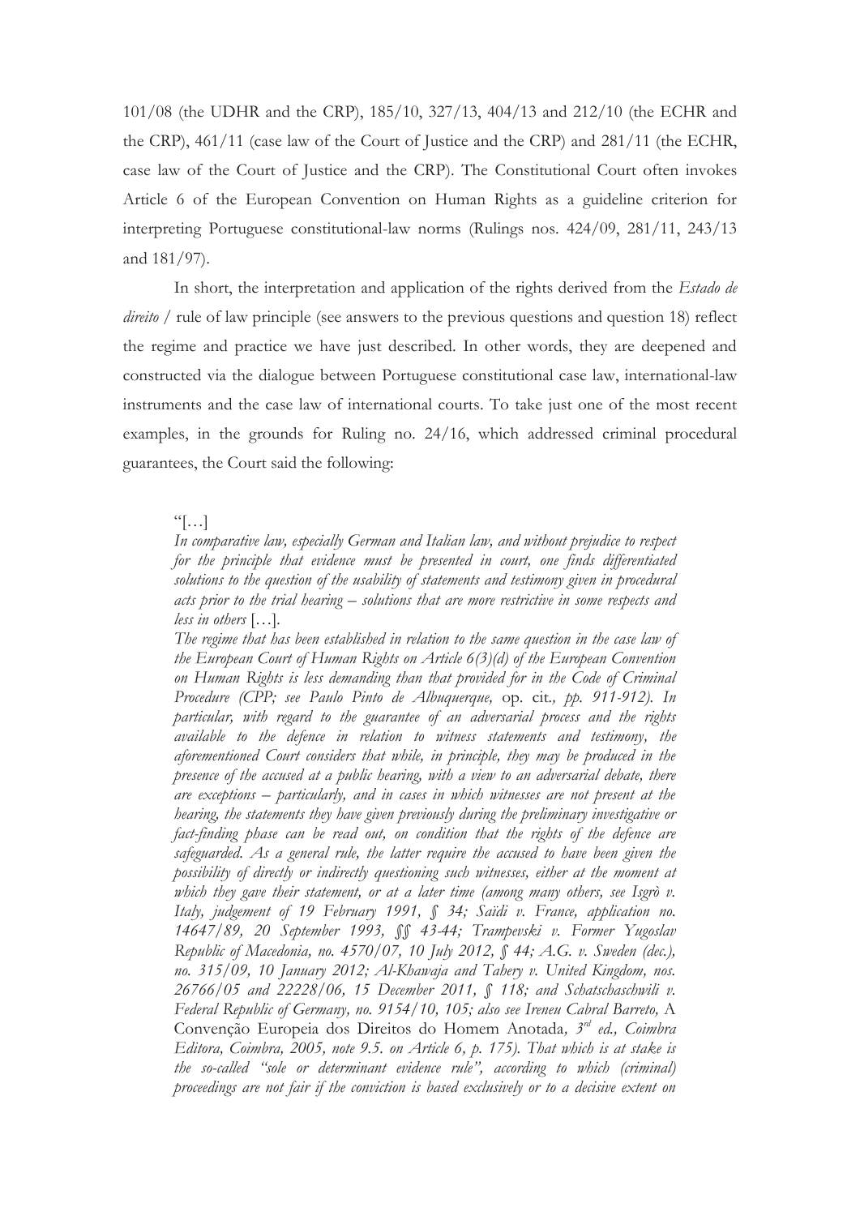101/08 (the UDHR and the CRP), 185/10, 327/13, 404/13 and 212/10 (the ECHR and the CRP), 461/11 (case law of the Court of Justice and the CRP) and 281/11 (the ECHR, case law of the Court of Justice and the CRP). The Constitutional Court often invokes Article 6 of the European Convention on Human Rights as a guideline criterion for interpreting Portuguese constitutional-law norms (Rulings nos. 424/09, 281/11, 243/13 and 181/97).

In short, the interpretation and application of the rights derived from the *Estado de direito* / rule of law principle (see answers to the previous questions and question 18) reflect the regime and practice we have just described. In other words, they are deepened and constructed via the dialogue between Portuguese constitutional case law, international-law instruments and the case law of international courts. To take just one of the most recent examples, in the grounds for Ruling no. 24/16, which addressed criminal procedural guarantees, the Court said the following:

> "[…]
> *In comparative law, especially German and Italian law, and without prejudice to respect for the principle that evidence must be presented in court, one finds differentiated solutions to the question of the usability of statements and testimony given in procedural acts prior to the trial hearing – solutions that are more restrictive in some respects and less in others* […].
> *The regime that has been established in relation to the same question in the case law of the European Court of Human Rights on Article 6(3)(d) of the European Convention on Human Rights is less demanding than that provided for in the Code of Criminal Procedure (CPP; see Paulo Pinto de Albuquerque,* op. cit*., pp. 911-912). In particular, with regard to the guarantee of an adversarial process and the rights available to the defence in relation to witness statements and testimony, the aforementioned Court considers that while, in principle, they may be produced in the presence of the accused at a public hearing, with a view to an adversarial debate, there are exceptions – particularly, and in cases in which witnesses are not present at the hearing, the statements they have given previously during the preliminary investigative or fact-finding phase can be read out, on condition that the rights of the defence are safeguarded. As a general rule, the latter require the accused to have been given the possibility of directly or indirectly questioning such witnesses, either at the moment at which they gave their statement, or at a later time (among many others, see Isgrò v. Italy, judgement of 19 February 1991, § 34; Saïdi v. France, application no. 14647/89, 20 September 1993, §§ 43-44; Trampevski v. Former Yugoslav Republic of Macedonia, no. 4570/07, 10 July 2012, § 44; A.G. v. Sweden (dec.), no. 315/09, 10 January 2012; Al-Khawaja and Tahery v. United Kingdom, nos. 26766/05 and 22228/06, 15 December 2011, § 118; and Schatschaschwili v. Federal Republic of Germany, no. 9154/10, 105; also see Ireneu Cabral Barreto,* A Convenção Europeia dos Direitos do Homem Anotada*, 3rd ed., Coimbra Editora, Coimbra, 2005, note 9.5. on Article 6, p. 175). That which is at stake is the so-called "sole or determinant evidence rule", according to which (criminal) proceedings are not fair if the conviction is based exclusively or to a decisive extent on*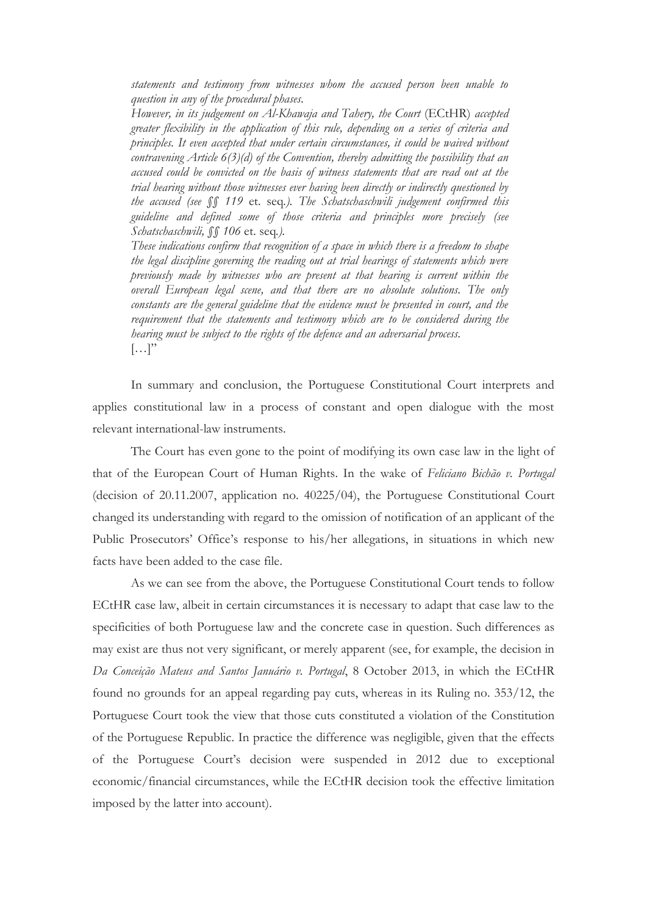*statements and testimony from witnesses whom the accused person been unable to question in any of the procedural phases.*

*However, in its judgement on Al-Khawaja and Tahery, the Court* (ECtHR) *accepted greater flexibility in the application of this rule, depending on a series of criteria and principles. It even accepted that under certain circumstances, it could be waived without contravening Article 6(3)(d) of the Convention, thereby admitting the possibility that an accused could be convicted on the basis of witness statements that are read out at the trial hearing without those witnesses ever having been directly or indirectly questioned by the accused (see §§ 119* et. seq.*). The Schatschaschwili judgement confirmed this guideline and defined some of those criteria and principles more precisely (see Schatschaschwili, §§ 106* et. seq.*).*

*These indications confirm that recognition of a space in which there is a freedom to shape the legal discipline governing the reading out at trial hearings of statements which were previously made by witnesses who are present at that hearing is current within the overall European legal scene, and that there are no absolute solutions. The only constants are the general guideline that the evidence must be presented in court, and the requirement that the statements and testimony which are to be considered during the hearing must be subject to the rights of the defence and an adversarial process.*

[…]"

In summary and conclusion, the Portuguese Constitutional Court interprets and applies constitutional law in a process of constant and open dialogue with the most relevant international-law instruments.

The Court has even gone to the point of modifying its own case law in the light of that of the European Court of Human Rights. In the wake of *Feliciano Bichão v. Portugal* (decision of 20.11.2007, application no. 40225/04), the Portuguese Constitutional Court changed its understanding with regard to the omission of notification of an applicant of the Public Prosecutors' Office's response to his/her allegations, in situations in which new facts have been added to the case file.

As we can see from the above, the Portuguese Constitutional Court tends to follow ECtHR case law, albeit in certain circumstances it is necessary to adapt that case law to the specificities of both Portuguese law and the concrete case in question. Such differences as may exist are thus not very significant, or merely apparent (see, for example, the decision in *Da Conceição Mateus and Santos Januário v. Portugal*, 8 October 2013, in which the ECtHR found no grounds for an appeal regarding pay cuts, whereas in its Ruling no. 353/12, the Portuguese Court took the view that those cuts constituted a violation of the Constitution of the Portuguese Republic. In practice the difference was negligible, given that the effects of the Portuguese Court's decision were suspended in 2012 due to exceptional economic/financial circumstances, while the ECtHR decision took the effective limitation imposed by the latter into account).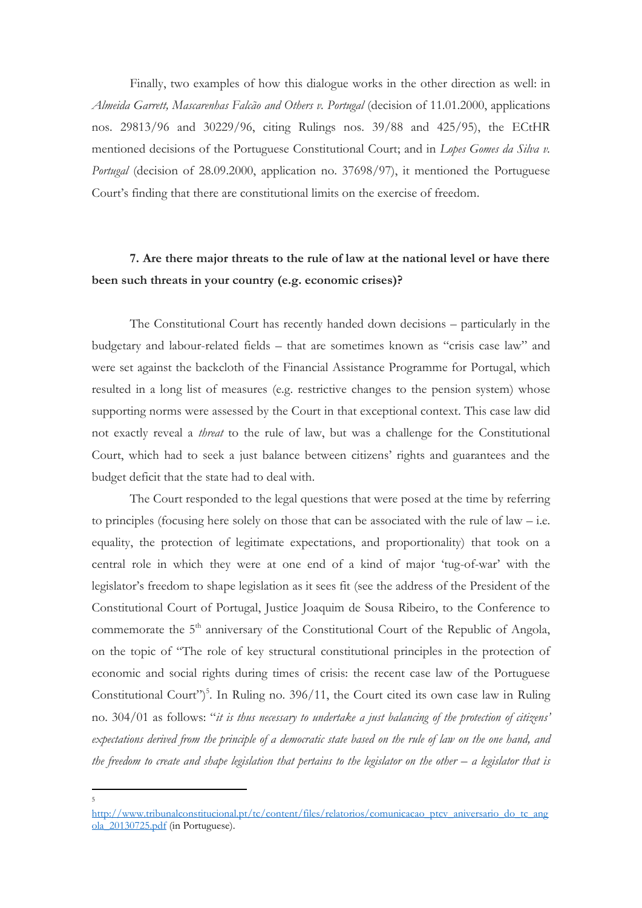Finally, two examples of how this dialogue works in the other direction as well: in *Almeida Garrett, Mascarenhas Falcão and Others v. Portugal* (decision of 11.01.2000, applications nos. 29813/96 and 30229/96, citing Rulings nos. 39/88 and 425/95), the ECtHR mentioned decisions of the Portuguese Constitutional Court; and in *Lopes Gomes da Silva v. Portugal* (decision of 28.09.2000, application no. 37698/97), it mentioned the Portuguese Court's finding that there are constitutional limits on the exercise of freedom.

**7. Are there major threats to the rule of law at the national level or have there been such threats in your country (e.g. economic crises)?**

The Constitutional Court has recently handed down decisions – particularly in the budgetary and labour-related fields – that are sometimes known as "crisis case law" and were set against the backcloth of the Financial Assistance Programme for Portugal, which resulted in a long list of measures (e.g. restrictive changes to the pension system) whose supporting norms were assessed by the Court in that exceptional context. This case law did not exactly reveal a *threat* to the rule of law, but was a challenge for the Constitutional Court, which had to seek a just balance between citizens' rights and guarantees and the budget deficit that the state had to deal with.

The Court responded to the legal questions that were posed at the time by referring to principles (focusing here solely on those that can be associated with the rule of law – i.e. equality, the protection of legitimate expectations, and proportionality) that took on a central role in which they were at one end of a kind of major 'tug-of-war' with the legislator's freedom to shape legislation as it sees fit (see the address of the President of the Constitutional Court of Portugal, Justice Joaquim de Sousa Ribeiro, to the Conference to commemorate the 5th anniversary of the Constitutional Court of the Republic of Angola, on the topic of "The role of key structural constitutional principles in the protection of economic and social rights during times of crisis: the recent case law of the Portuguese Constitutional Court")[5]. In Ruling no. 396/11, the Court cited its own case law in Ruling no. 304/01 as follows: "*it is thus necessary to undertake a just balancing of the protection of citizens' expectations derived from the principle of a democratic state based on the rule of law on the one hand, and the freedom to create and shape legislation that pertains to the legislator on the other – a legislator that is*

---

[5] http://www.tribunalconstitucional.pt/tc/content/files/relatorios/comunicacao_ptcv_aniversario_do_tc_angola_20130725.pdf (in Portuguese).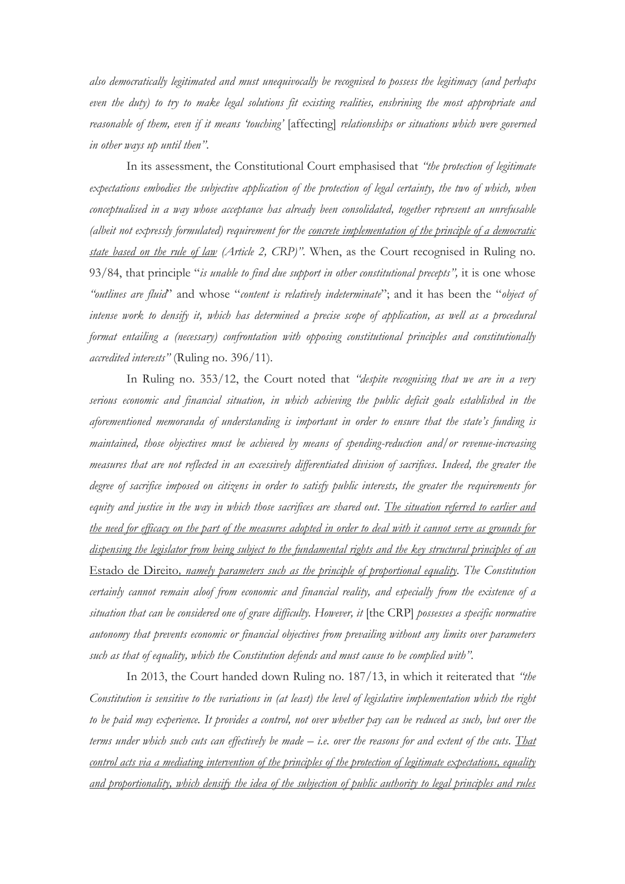*also democratically legitimated and must unequivocally be recognised to possess the legitimacy (and perhaps even the duty) to try to make legal solutions fit existing realities, enshrining the most appropriate and reasonable of them, even if it means 'touching'* [affecting] *relationships or situations which were governed in other ways up until then"*.

In its assessment, the Constitutional Court emphasised that *"the protection of legitimate expectations embodies the subjective application of the protection of legal certainty, the two of which, when conceptualised in a way whose acceptance has already been consolidated, together represent an unrefusable (albeit not expressly formulated) requirement for the <u>concrete implementation of the principle of a democratic state based on the rule of law</u> (Article 2, CRP)"*. When, as the Court recognised in Ruling no. 93/84, that principle "*is unable to find due support in other constitutional precepts",* it is one whose *"outlines are fluid*" and whose "*content is relatively indeterminate*"; and it has been the "*object of intense work to densify it, which has determined a precise scope of application, as well as a procedural format entailing a (necessary) confrontation with opposing constitutional principles and constitutionally accredited interests"* (Ruling no. 396/11).

In Ruling no. 353/12, the Court noted that *"despite recognising that we are in a very serious economic and financial situation, in which achieving the public deficit goals established in the aforementioned memoranda of understanding is important in order to ensure that the state's funding is maintained, those objectives must be achieved by means of spending-reduction and/or revenue-increasing measures that are not reflected in an excessively differentiated division of sacrifices. Indeed, the greater the degree of sacrifice imposed on citizens in order to satisfy public interests, the greater the requirements for equity and justice in the way in which those sacrifices are shared out. <u>The situation referred to earlier and the need for efficacy on the part of the measures adopted in order to deal with it cannot serve as grounds for dispensing the legislator from being subject to the fundamental rights and the key structural principles of an</u>* <u>Estado de Direito</u>*, <u>namely parameters such as the principle of proportional equality</u>. The Constitution certainly cannot remain aloof from economic and financial reality, and especially from the existence of a situation that can be considered one of grave difficulty. However, it* [the CRP] *possesses a specific normative autonomy that prevents economic or financial objectives from prevailing without any limits over parameters such as that of equality, which the Constitution defends and must cause to be complied with"*.

In 2013, the Court handed down Ruling no. 187/13, in which it reiterated that *"the Constitution is sensitive to the variations in (at least) the level of legislative implementation which the right to be paid may experience. It provides a control, not over whether pay can be reduced as such, but over the terms under which such cuts can effectively be made – i.e. over the reasons for and extent of the cuts. <u>That control acts via a mediating intervention of the principles of the protection of legitimate expectations, equality and proportionality, which densify the idea of the subjection of public authority to legal principles and rules</u>*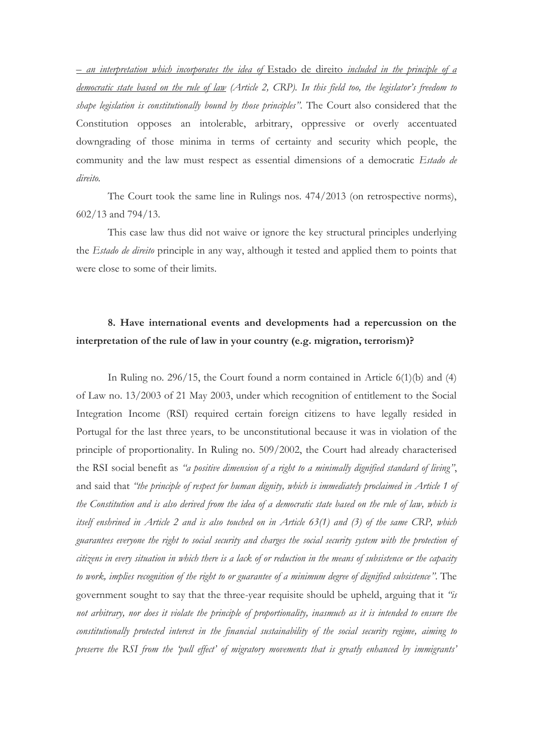*– an interpretation which incorporates the idea of* Estado de direito *included in the principle of a democratic state based on the rule of law (Article 2, CRP). In this field too, the legislator's freedom to shape legislation is constitutionally bound by those principles"*. The Court also considered that the Constitution opposes an intolerable, arbitrary, oppressive or overly accentuated downgrading of those minima in terms of certainty and security which people, the community and the law must respect as essential dimensions of a democratic *Estado de direito*.

The Court took the same line in Rulings nos. 474/2013 (on retrospective norms), 602/13 and 794/13.

This case law thus did not waive or ignore the key structural principles underlying the *Estado de direito* principle in any way, although it tested and applied them to points that were close to some of their limits.

**8. Have international events and developments had a repercussion on the interpretation of the rule of law in your country (e.g. migration, terrorism)?**

In Ruling no. 296/15, the Court found a norm contained in Article 6(1)(b) and (4) of Law no. 13/2003 of 21 May 2003, under which recognition of entitlement to the Social Integration Income (RSI) required certain foreign citizens to have legally resided in Portugal for the last three years, to be unconstitutional because it was in violation of the principle of proportionality. In Ruling no. 509/2002, the Court had already characterised the RSI social benefit as *"a positive dimension of a right to a minimally dignified standard of living"*, and said that *"the principle of respect for human dignity, which is immediately proclaimed in Article 1 of the Constitution and is also derived from the idea of a democratic state based on the rule of law, which is itself enshrined in Article 2 and is also touched on in Article 63(1) and (3) of the same CRP, which guarantees everyone the right to social security and charges the social security system with the protection of citizens in every situation in which there is a lack of or reduction in the means of subsistence or the capacity to work, implies recognition of the right to or guarantee of a minimum degree of dignified subsistence"*. The government sought to say that the three-year requisite should be upheld, arguing that it *"is not arbitrary, nor does it violate the principle of proportionality, inasmuch as it is intended to ensure the constitutionally protected interest in the financial sustainability of the social security regime, aiming to preserve the RSI from the 'pull effect' of migratory movements that is greatly enhanced by immigrants'*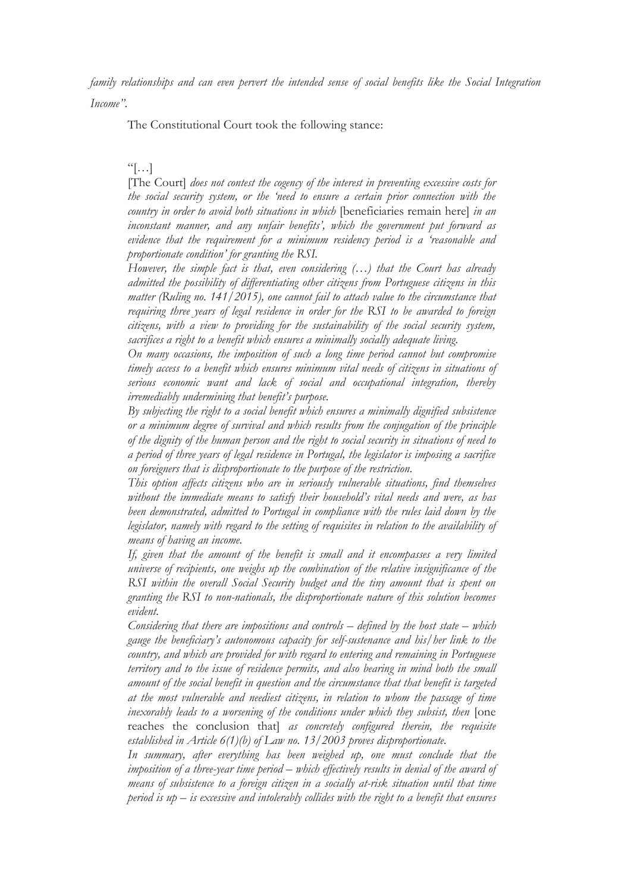*family relationships and can even pervert the intended sense of social benefits like the Social Integration Income".*

The Constitutional Court took the following stance:

> "[…]
>
> [The Court] *does not contest the cogency of the interest in preventing excessive costs for the social security system, or the 'need to ensure a certain prior connection with the country in order to avoid both situations in which* [beneficiaries remain here] *in an inconstant manner, and any unfair benefits', which the government put forward as evidence that the requirement for a minimum residency period is a 'reasonable and proportionate condition' for granting the RSI.*
>
> *However, the simple fact is that, even considering (…) that the Court has already admitted the possibility of differentiating other citizens from Portuguese citizens in this matter (Ruling no. 141/2015), one cannot fail to attach value to the circumstance that requiring three years of legal residence in order for the RSI to be awarded to foreign citizens, with a view to providing for the sustainability of the social security system, sacrifices a right to a benefit which ensures a minimally socially adequate living.*
>
> *On many occasions, the imposition of such a long time period cannot but compromise timely access to a benefit which ensures minimum vital needs of citizens in situations of serious economic want and lack of social and occupational integration, thereby irremediably undermining that benefit's purpose.*
>
> *By subjecting the right to a social benefit which ensures a minimally dignified subsistence or a minimum degree of survival and which results from the conjugation of the principle of the dignity of the human person and the right to social security in situations of need to a period of three years of legal residence in Portugal, the legislator is imposing a sacrifice on foreigners that is disproportionate to the purpose of the restriction.*
>
> *This option affects citizens who are in seriously vulnerable situations, find themselves without the immediate means to satisfy their household's vital needs and were, as has been demonstrated, admitted to Portugal in compliance with the rules laid down by the legislator, namely with regard to the setting of requisites in relation to the availability of means of having an income.*
>
> *If, given that the amount of the benefit is small and it encompasses a very limited universe of recipients, one weighs up the combination of the relative insignificance of the RSI within the overall Social Security budget and the tiny amount that is spent on granting the RSI to non-nationals, the disproportionate nature of this solution becomes evident.*
>
> *Considering that there are impositions and controls – defined by the host state – which gauge the beneficiary's autonomous capacity for self-sustenance and his/her link to the country, and which are provided for with regard to entering and remaining in Portuguese territory and to the issue of residence permits, and also bearing in mind both the small amount of the social benefit in question and the circumstance that that benefit is targeted at the most vulnerable and neediest citizens, in relation to whom the passage of time inexorably leads to a worsening of the conditions under which they subsist, then* [one reaches the conclusion that] *as concretely configured therein, the requisite established in Article 6(1)(b) of Law no. 13/2003 proves disproportionate.*
>
> *In summary, after everything has been weighed up, one must conclude that the imposition of a three-year time period – which effectively results in denial of the award of means of subsistence to a foreign citizen in a socially at-risk situation until that time period is up – is excessive and intolerably collides with the right to a benefit that ensures*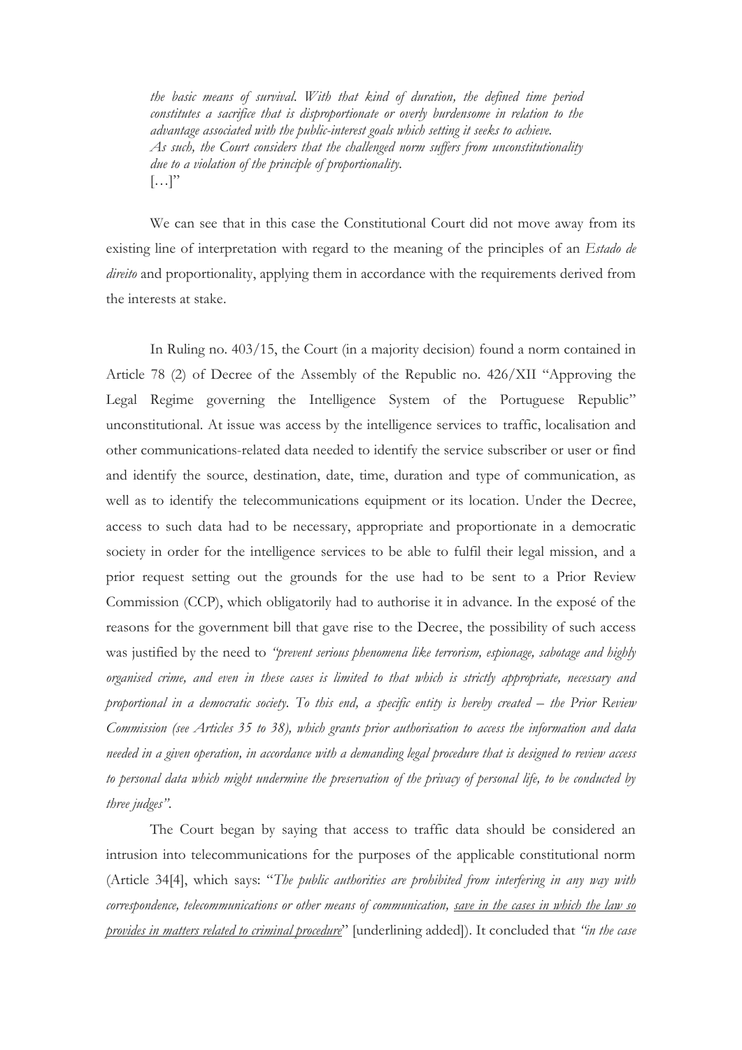*the basic means of survival. With that kind of duration, the defined time period constitutes a sacrifice that is disproportionate or overly burdensome in relation to the advantage associated with the public-interest goals which setting it seeks to achieve.*
*As such, the Court considers that the challenged norm suffers from unconstitutionality due to a violation of the principle of proportionality.*
[…]"

We can see that in this case the Constitutional Court did not move away from its existing line of interpretation with regard to the meaning of the principles of an *Estado de direito* and proportionality, applying them in accordance with the requirements derived from the interests at stake.

In Ruling no. 403/15, the Court (in a majority decision) found a norm contained in Article 78 (2) of Decree of the Assembly of the Republic no. 426/XII "Approving the Legal Regime governing the Intelligence System of the Portuguese Republic" unconstitutional. At issue was access by the intelligence services to traffic, localisation and other communications-related data needed to identify the service subscriber or user or find and identify the source, destination, date, time, duration and type of communication, as well as to identify the telecommunications equipment or its location. Under the Decree, access to such data had to be necessary, appropriate and proportionate in a democratic society in order for the intelligence services to be able to fulfil their legal mission, and a prior request setting out the grounds for the use had to be sent to a Prior Review Commission (CCP), which obligatorily had to authorise it in advance. In the exposé of the reasons for the government bill that gave rise to the Decree, the possibility of such access was justified by the need to *"prevent serious phenomena like terrorism, espionage, sabotage and highly organised crime, and even in these cases is limited to that which is strictly appropriate, necessary and proportional in a democratic society. To this end, a specific entity is hereby created – the Prior Review Commission (see Articles 35 to 38), which grants prior authorisation to access the information and data needed in a given operation, in accordance with a demanding legal procedure that is designed to review access to personal data which might undermine the preservation of the privacy of personal life, to be conducted by three judges"*.

The Court began by saying that access to traffic data should be considered an intrusion into telecommunications for the purposes of the applicable constitutional norm (Article 34[4], which says: "*The public authorities are prohibited from interfering in any way with correspondence, telecommunications or other means of communication, <u>save in the cases in which the law so provides in matters related to criminal procedure</u>*" [underlining added]). It concluded that *"in the case*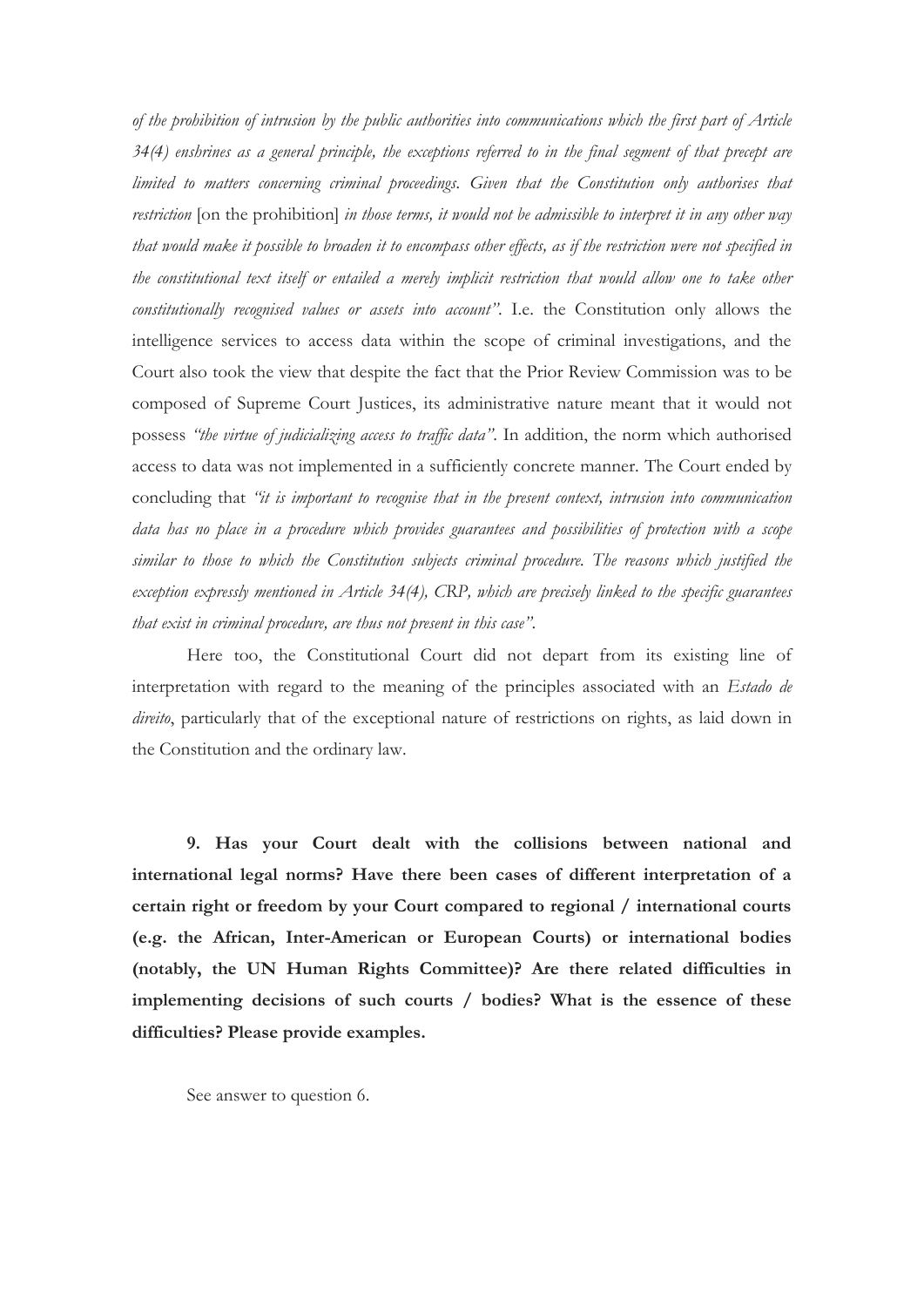*of the prohibition of intrusion by the public authorities into communications which the first part of Article 34(4) enshrines as a general principle, the exceptions referred to in the final segment of that precept are limited to matters concerning criminal proceedings. Given that the Constitution only authorises that restriction* [on the prohibition] *in those terms, it would not be admissible to interpret it in any other way that would make it possible to broaden it to encompass other effects, as if the restriction were not specified in the constitutional text itself or entailed a merely implicit restriction that would allow one to take other constitutionally recognised values or assets into account"*. I.e. the Constitution only allows the intelligence services to access data within the scope of criminal investigations, and the Court also took the view that despite the fact that the Prior Review Commission was to be composed of Supreme Court Justices, its administrative nature meant that it would not possess *"the virtue of judicializing access to traffic data"*. In addition, the norm which authorised access to data was not implemented in a sufficiently concrete manner. The Court ended by concluding that *"it is important to recognise that in the present context, intrusion into communication data has no place in a procedure which provides guarantees and possibilities of protection with a scope similar to those to which the Constitution subjects criminal procedure. The reasons which justified the exception expressly mentioned in Article 34(4), CRP, which are precisely linked to the specific guarantees that exist in criminal procedure, are thus not present in this case"*.

Here too, the Constitutional Court did not depart from its existing line of interpretation with regard to the meaning of the principles associated with an *Estado de direito*, particularly that of the exceptional nature of restrictions on rights, as laid down in the Constitution and the ordinary law.

**9. Has your Court dealt with the collisions between national and international legal norms? Have there been cases of different interpretation of a certain right or freedom by your Court compared to regional / international courts (e.g. the African, Inter-American or European Courts) or international bodies (notably, the UN Human Rights Committee)? Are there related difficulties in implementing decisions of such courts / bodies? What is the essence of these difficulties? Please provide examples.**

See answer to question 6.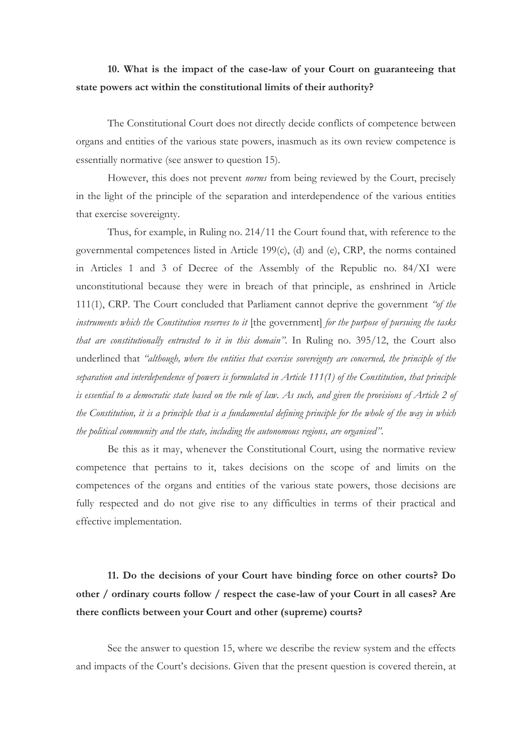**10. What is the impact of the case-law of your Court on guaranteeing that state powers act within the constitutional limits of their authority?**

The Constitutional Court does not directly decide conflicts of competence between organs and entities of the various state powers, inasmuch as its own review competence is essentially normative (see answer to question 15).

However, this does not prevent *norms* from being reviewed by the Court, precisely in the light of the principle of the separation and interdependence of the various entities that exercise sovereignty.

Thus, for example, in Ruling no. 214/11 the Court found that, with reference to the governmental competences listed in Article 199(c), (d) and (e), CRP, the norms contained in Articles 1 and 3 of Decree of the Assembly of the Republic no. 84/XI were unconstitutional because they were in breach of that principle, as enshrined in Article 111(1), CRP. The Court concluded that Parliament cannot deprive the government *"of the instruments which the Constitution reserves to it* [the government] *for the purpose of pursuing the tasks that are constitutionally entrusted to it in this domain"*. In Ruling no. 395/12, the Court also underlined that *"although, where the entities that exercise sovereignty are concerned, the principle of the separation and interdependence of powers is formulated in Article 111(1) of the Constitution, that principle is essential to a democratic state based on the rule of law. As such, and given the provisions of Article 2 of the Constitution, it is a principle that is a fundamental defining principle for the whole of the way in which the political community and the state, including the autonomous regions, are organised"*.

Be this as it may, whenever the Constitutional Court, using the normative review competence that pertains to it, takes decisions on the scope of and limits on the competences of the organs and entities of the various state powers, those decisions are fully respected and do not give rise to any difficulties in terms of their practical and effective implementation.

**11. Do the decisions of your Court have binding force on other courts? Do other / ordinary courts follow / respect the case-law of your Court in all cases? Are there conflicts between your Court and other (supreme) courts?**

See the answer to question 15, where we describe the review system and the effects and impacts of the Court's decisions. Given that the present question is covered therein, at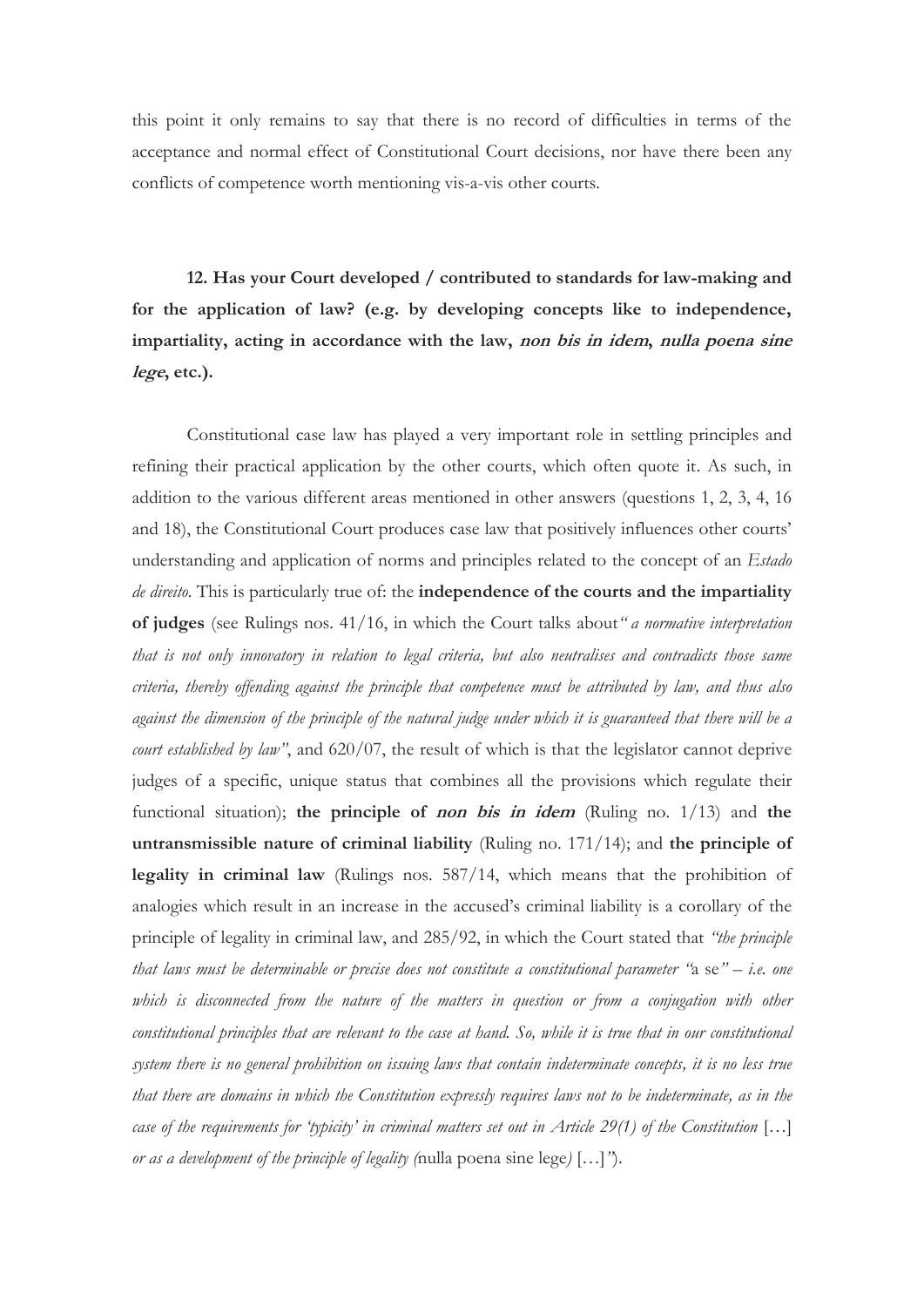this point it only remains to say that there is no record of difficulties in terms of the acceptance and normal effect of Constitutional Court decisions, nor have there been any conflicts of competence worth mentioning vis-a-vis other courts.

**12. Has your Court developed / contributed to standards for law-making and for the application of law? (e.g. by developing concepts like to independence, impartiality, acting in accordance with the law, *non bis in idem*, *nulla poena sine lege*, etc.).**

Constitutional case law has played a very important role in settling principles and refining their practical application by the other courts, which often quote it. As such, in addition to the various different areas mentioned in other answers (questions 1, 2, 3, 4, 16 and 18), the Constitutional Court produces case law that positively influences other courts' understanding and application of norms and principles related to the concept of an *Estado de direito*. This is particularly true of: the **independence of the courts and the impartiality of judges** (see Rulings nos. 41/16, in which the Court talks about*" a normative interpretation that is not only innovatory in relation to legal criteria, but also neutralises and contradicts those same criteria, thereby offending against the principle that competence must be attributed by law, and thus also against the dimension of the principle of the natural judge under which it is guaranteed that there will be a court established by law"*, and 620/07, the result of which is that the legislator cannot deprive judges of a specific, unique status that combines all the provisions which regulate their functional situation); **the principle of *non bis in idem*** (Ruling no. 1/13) and **the untransmissible nature of criminal liability** (Ruling no. 171/14); and **the principle of legality in criminal law** (Rulings nos. 587/14, which means that the prohibition of analogies which result in an increase in the accused's criminal liability is a corollary of the principle of legality in criminal law, and 285/92, in which the Court stated that *"the principle that laws must be determinable or precise does not constitute a constitutional parameter "*a se*" – i.e. one which is disconnected from the nature of the matters in question or from a conjugation with other constitutional principles that are relevant to the case at hand. So, while it is true that in our constitutional system there is no general prohibition on issuing laws that contain indeterminate concepts, it is no less true that there are domains in which the Constitution expressly requires laws not to be indeterminate, as in the case of the requirements for 'typicity' in criminal matters set out in Article 29(1) of the Constitution* […] *or as a development of the principle of legality (*nulla poena sine lege*)* […]*"*).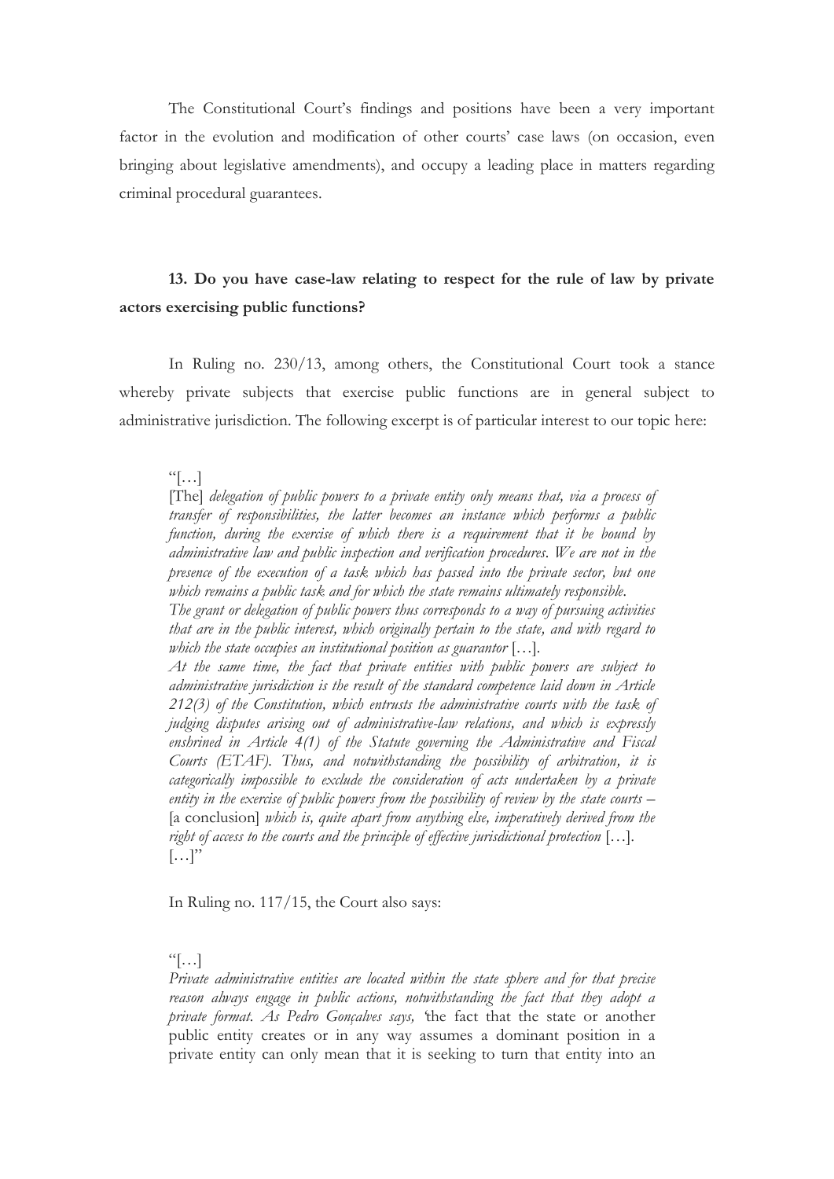The Constitutional Court's findings and positions have been a very important factor in the evolution and modification of other courts' case laws (on occasion, even bringing about legislative amendments), and occupy a leading place in matters regarding criminal procedural guarantees.

### 13. Do you have case-law relating to respect for the rule of law by private actors exercising public functions?

In Ruling no. 230/13, among others, the Constitutional Court took a stance whereby private subjects that exercise public functions are in general subject to administrative jurisdiction. The following excerpt is of particular interest to our topic here:

> "[…]
> [The] *delegation of public powers to a private entity only means that, via a process of transfer of responsibilities, the latter becomes an instance which performs a public function, during the exercise of which there is a requirement that it be bound by administrative law and public inspection and verification procedures. We are not in the presence of the execution of a task which has passed into the private sector, but one which remains a public task and for which the state remains ultimately responsible.*
> *The grant or delegation of public powers thus corresponds to a way of pursuing activities that are in the public interest, which originally pertain to the state, and with regard to which the state occupies an institutional position as guarantor* […].
> *At the same time, the fact that private entities with public powers are subject to administrative jurisdiction is the result of the standard competence laid down in Article 212(3) of the Constitution, which entrusts the administrative courts with the task of judging disputes arising out of administrative-law relations, and which is expressly enshrined in Article 4(1) of the Statute governing the Administrative and Fiscal Courts (ETAF). Thus, and notwithstanding the possibility of arbitration, it is categorically impossible to exclude the consideration of acts undertaken by a private entity in the exercise of public powers from the possibility of review by the state courts –* [a conclusion] *which is, quite apart from anything else, imperatively derived from the right of access to the courts and the principle of effective jurisdictional protection* […].
> […]"

In Ruling no. 117/15, the Court also says:

> "[…]
> *Private administrative entities are located within the state sphere and for that precise reason always engage in public actions, notwithstanding the fact that they adopt a private format. As Pedro Gonçalves says, '*the fact that the state or another public entity creates or in any way assumes a dominant position in a private entity can only mean that it is seeking to turn that entity into an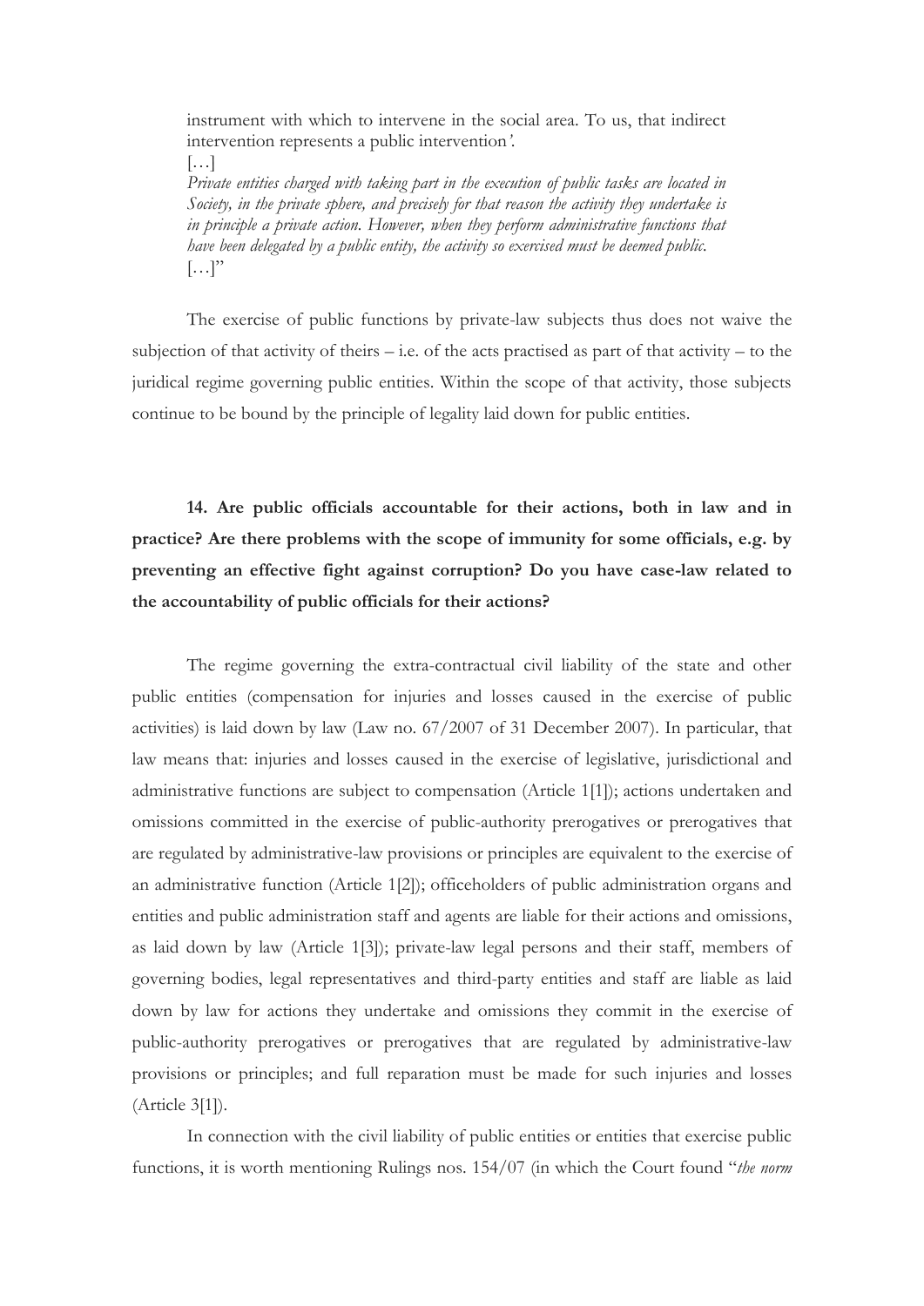instrument with which to intervene in the social area. To us, that indirect intervention represents a public intervention'.

[…]

*Private entities charged with taking part in the execution of public tasks are located in Society, in the private sphere, and precisely for that reason the activity they undertake is in principle a private action. However, when they perform administrative functions that have been delegated by a public entity, the activity so exercised must be deemed public.*

[…]"

The exercise of public functions by private-law subjects thus does not waive the subjection of that activity of theirs – i.e. of the acts practised as part of that activity – to the juridical regime governing public entities. Within the scope of that activity, those subjects continue to be bound by the principle of legality laid down for public entities.

**14. Are public officials accountable for their actions, both in law and in practice? Are there problems with the scope of immunity for some officials, e.g. by preventing an effective fight against corruption? Do you have case-law related to the accountability of public officials for their actions?**

The regime governing the extra-contractual civil liability of the state and other public entities (compensation for injuries and losses caused in the exercise of public activities) is laid down by law (Law no. 67/2007 of 31 December 2007). In particular, that law means that: injuries and losses caused in the exercise of legislative, jurisdictional and administrative functions are subject to compensation (Article 1[1]); actions undertaken and omissions committed in the exercise of public-authority prerogatives or prerogatives that are regulated by administrative-law provisions or principles are equivalent to the exercise of an administrative function (Article 1[2]); officeholders of public administration organs and entities and public administration staff and agents are liable for their actions and omissions, as laid down by law (Article 1[3]); private-law legal persons and their staff, members of governing bodies, legal representatives and third-party entities and staff are liable as laid down by law for actions they undertake and omissions they commit in the exercise of public-authority prerogatives or prerogatives that are regulated by administrative-law provisions or principles; and full reparation must be made for such injuries and losses (Article 3[1]).

In connection with the civil liability of public entities or entities that exercise public functions, it is worth mentioning Rulings nos. 154/07 (in which the Court found "*the norm*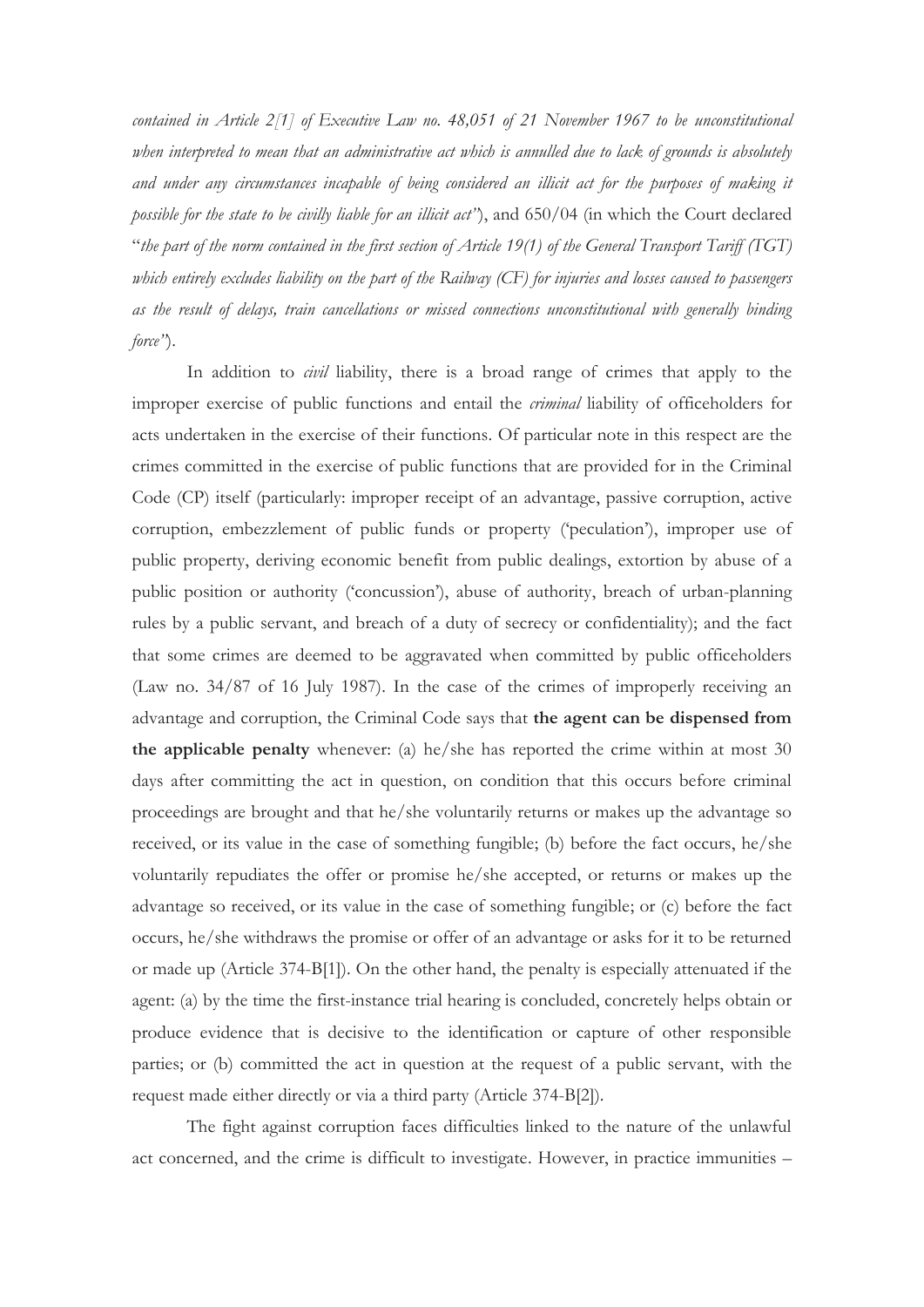*contained in Article 2[1] of Executive Law no. 48,051 of 21 November 1967 to be unconstitutional when interpreted to mean that an administrative act which is annulled due to lack of grounds is absolutely and under any circumstances incapable of being considered an illicit act for the purposes of making it possible for the state to be civilly liable for an illicit act"*), and 650/04 (in which the Court declared "*the part of the norm contained in the first section of Article 19(1) of the General Transport Tariff (TGT) which entirely excludes liability on the part of the Railway (CF) for injuries and losses caused to passengers as the result of delays, train cancellations or missed connections unconstitutional with generally binding force"*).

In addition to *civil* liability, there is a broad range of crimes that apply to the improper exercise of public functions and entail the *criminal* liability of officeholders for acts undertaken in the exercise of their functions. Of particular note in this respect are the crimes committed in the exercise of public functions that are provided for in the Criminal Code (CP) itself (particularly: improper receipt of an advantage, passive corruption, active corruption, embezzlement of public funds or property ('peculation'), improper use of public property, deriving economic benefit from public dealings, extortion by abuse of a public position or authority ('concussion'), abuse of authority, breach of urban-planning rules by a public servant, and breach of a duty of secrecy or confidentiality); and the fact that some crimes are deemed to be aggravated when committed by public officeholders (Law no. 34/87 of 16 July 1987). In the case of the crimes of improperly receiving an advantage and corruption, the Criminal Code says that **the agent can be dispensed from the applicable penalty** whenever: (a) he/she has reported the crime within at most 30 days after committing the act in question, on condition that this occurs before criminal proceedings are brought and that he/she voluntarily returns or makes up the advantage so received, or its value in the case of something fungible; (b) before the fact occurs, he/she voluntarily repudiates the offer or promise he/she accepted, or returns or makes up the advantage so received, or its value in the case of something fungible; or (c) before the fact occurs, he/she withdraws the promise or offer of an advantage or asks for it to be returned or made up (Article 374-B[1]). On the other hand, the penalty is especially attenuated if the agent: (a) by the time the first-instance trial hearing is concluded, concretely helps obtain or produce evidence that is decisive to the identification or capture of other responsible parties; or (b) committed the act in question at the request of a public servant, with the request made either directly or via a third party (Article 374-B[2]).

The fight against corruption faces difficulties linked to the nature of the unlawful act concerned, and the crime is difficult to investigate. However, in practice immunities –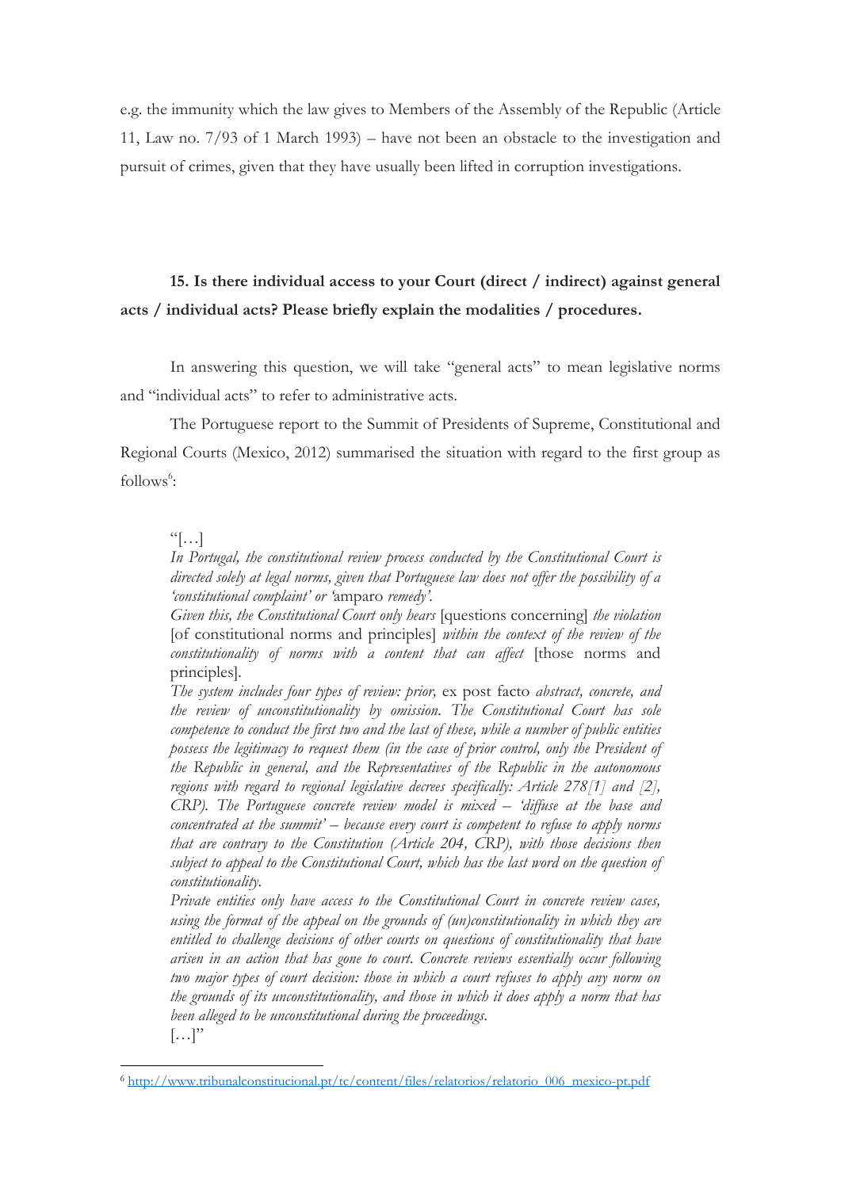e.g. the immunity which the law gives to Members of the Assembly of the Republic (Article 11, Law no. 7/93 of 1 March 1993) – have not been an obstacle to the investigation and pursuit of crimes, given that they have usually been lifted in corruption investigations.

**15. Is there individual access to your Court (direct / indirect) against general acts / individual acts? Please briefly explain the modalities / procedures.**

In answering this question, we will take "general acts" to mean legislative norms and "individual acts" to refer to administrative acts.

The Portuguese report to the Summit of Presidents of Supreme, Constitutional and Regional Courts (Mexico, 2012) summarised the situation with regard to the first group as follows[6]:

> "[…]
> *In Portugal, the constitutional review process conducted by the Constitutional Court is directed solely at legal norms, given that Portuguese law does not offer the possibility of a 'constitutional complaint' or '*amparo *remedy'.*
> *Given this, the Constitutional Court only hears* [questions concerning] *the violation* [of constitutional norms and principles] *within the context of the review of the constitutionality of norms with a content that can affect* [those norms and principles].
> *The system includes four types of review: prior,* ex post facto *abstract, concrete, and the review of unconstitutionality by omission. The Constitutional Court has sole competence to conduct the first two and the last of these, while a number of public entities possess the legitimacy to request them (in the case of prior control, only the President of the Republic in general, and the Representatives of the Republic in the autonomous regions with regard to regional legislative decrees specifically: Article 278[1] and [2], CRP). The Portuguese concrete review model is mixed – 'diffuse at the base and concentrated at the summit' – because every court is competent to refuse to apply norms that are contrary to the Constitution (Article 204, CRP), with those decisions then subject to appeal to the Constitutional Court, which has the last word on the question of constitutionality.*
> *Private entities only have access to the Constitutional Court in concrete review cases, using the format of the appeal on the grounds of (un)constitutionality in which they are entitled to challenge decisions of other courts on questions of constitutionality that have arisen in an action that has gone to court. Concrete reviews essentially occur following two major types of court decision: those in which a court refuses to apply any norm on the grounds of its unconstitutionality, and those in which it does apply a norm that has been alleged to be unconstitutional during the proceedings.*
> […]"

[6] http://www.tribunalconstitucional.pt/tc/content/files/relatorios/relatorio_006_mexico-pt.pdf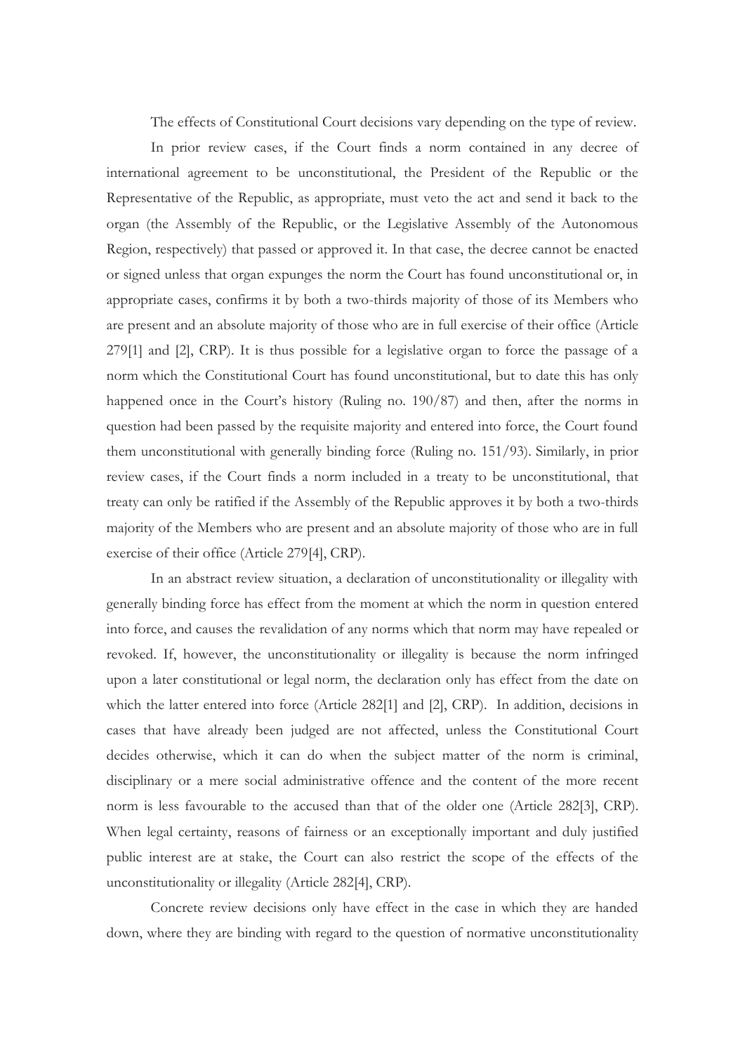The effects of Constitutional Court decisions vary depending on the type of review.

In prior review cases, if the Court finds a norm contained in any decree of international agreement to be unconstitutional, the President of the Republic or the Representative of the Republic, as appropriate, must veto the act and send it back to the organ (the Assembly of the Republic, or the Legislative Assembly of the Autonomous Region, respectively) that passed or approved it. In that case, the decree cannot be enacted or signed unless that organ expunges the norm the Court has found unconstitutional or, in appropriate cases, confirms it by both a two-thirds majority of those of its Members who are present and an absolute majority of those who are in full exercise of their office (Article 279[1] and [2], CRP). It is thus possible for a legislative organ to force the passage of a norm which the Constitutional Court has found unconstitutional, but to date this has only happened once in the Court's history (Ruling no. 190/87) and then, after the norms in question had been passed by the requisite majority and entered into force, the Court found them unconstitutional with generally binding force (Ruling no. 151/93). Similarly, in prior review cases, if the Court finds a norm included in a treaty to be unconstitutional, that treaty can only be ratified if the Assembly of the Republic approves it by both a two-thirds majority of the Members who are present and an absolute majority of those who are in full exercise of their office (Article 279[4], CRP).

In an abstract review situation, a declaration of unconstitutionality or illegality with generally binding force has effect from the moment at which the norm in question entered into force, and causes the revalidation of any norms which that norm may have repealed or revoked. If, however, the unconstitutionality or illegality is because the norm infringed upon a later constitutional or legal norm, the declaration only has effect from the date on which the latter entered into force (Article 282[1] and [2], CRP). In addition, decisions in cases that have already been judged are not affected, unless the Constitutional Court decides otherwise, which it can do when the subject matter of the norm is criminal, disciplinary or a mere social administrative offence and the content of the more recent norm is less favourable to the accused than that of the older one (Article 282[3], CRP). When legal certainty, reasons of fairness or an exceptionally important and duly justified public interest are at stake, the Court can also restrict the scope of the effects of the unconstitutionality or illegality (Article 282[4], CRP).

Concrete review decisions only have effect in the case in which they are handed down, where they are binding with regard to the question of normative unconstitutionality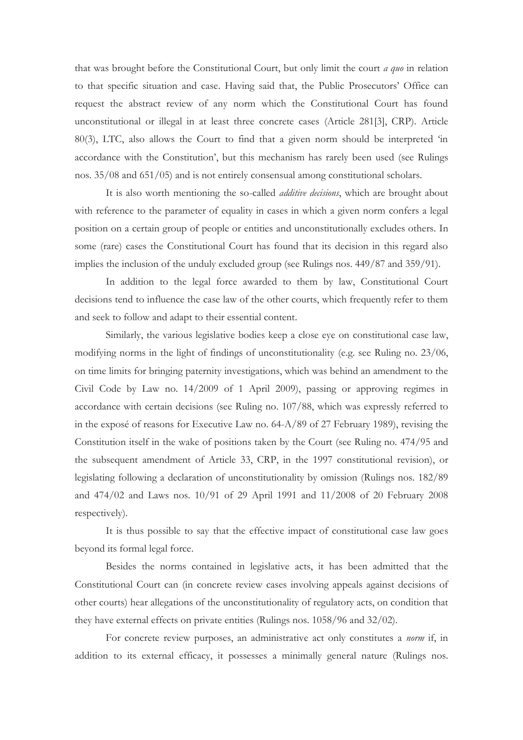that was brought before the Constitutional Court, but only limit the court *a quo* in relation to that specific situation and case. Having said that, the Public Prosecutors' Office can request the abstract review of any norm which the Constitutional Court has found unconstitutional or illegal in at least three concrete cases (Article 281[3], CRP). Article 80(3), LTC, also allows the Court to find that a given norm should be interpreted 'in accordance with the Constitution', but this mechanism has rarely been used (see Rulings nos. 35/08 and 651/05) and is not entirely consensual among constitutional scholars.

It is also worth mentioning the so-called *additive decisions*, which are brought about with reference to the parameter of equality in cases in which a given norm confers a legal position on a certain group of people or entities and unconstitutionally excludes others. In some (rare) cases the Constitutional Court has found that its decision in this regard also implies the inclusion of the unduly excluded group (see Rulings nos. 449/87 and 359/91).

In addition to the legal force awarded to them by law, Constitutional Court decisions tend to influence the case law of the other courts, which frequently refer to them and seek to follow and adapt to their essential content.

Similarly, the various legislative bodies keep a close eye on constitutional case law, modifying norms in the light of findings of unconstitutionality (e.g. see Ruling no. 23/06, on time limits for bringing paternity investigations, which was behind an amendment to the Civil Code by Law no. 14/2009 of 1 April 2009), passing or approving regimes in accordance with certain decisions (see Ruling no. 107/88, which was expressly referred to in the exposé of reasons for Executive Law no. 64-A/89 of 27 February 1989), revising the Constitution itself in the wake of positions taken by the Court (see Ruling no. 474/95 and the subsequent amendment of Article 33, CRP, in the 1997 constitutional revision), or legislating following a declaration of unconstitutionality by omission (Rulings nos. 182/89 and 474/02 and Laws nos. 10/91 of 29 April 1991 and 11/2008 of 20 February 2008 respectively).

It is thus possible to say that the effective impact of constitutional case law goes beyond its formal legal force.

Besides the norms contained in legislative acts, it has been admitted that the Constitutional Court can (in concrete review cases involving appeals against decisions of other courts) hear allegations of the unconstitutionality of regulatory acts, on condition that they have external effects on private entities (Rulings nos. 1058/96 and 32/02).

For concrete review purposes, an administrative act only constitutes a *norm* if, in addition to its external efficacy, it possesses a minimally general nature (Rulings nos.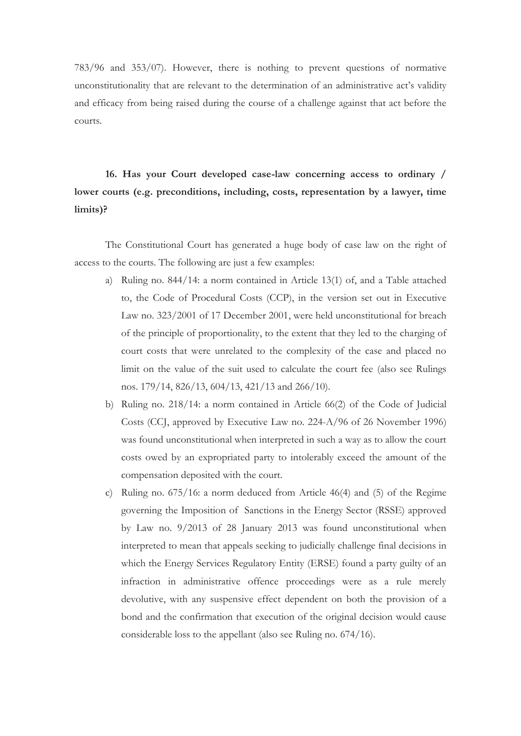783/96 and 353/07). However, there is nothing to prevent questions of normative unconstitutionality that are relevant to the determination of an administrative act's validity and efficacy from being raised during the course of a challenge against that act before the courts.

**16. Has your Court developed case-law concerning access to ordinary / lower courts (e.g. preconditions, including, costs, representation by a lawyer, time limits)?**

The Constitutional Court has generated a huge body of case law on the right of access to the courts. The following are just a few examples:

a) Ruling no. 844/14: a norm contained in Article 13(1) of, and a Table attached to, the Code of Procedural Costs (CCP), in the version set out in Executive Law no. 323/2001 of 17 December 2001, were held unconstitutional for breach of the principle of proportionality, to the extent that they led to the charging of court costs that were unrelated to the complexity of the case and placed no limit on the value of the suit used to calculate the court fee (also see Rulings nos. 179/14, 826/13, 604/13, 421/13 and 266/10).

b) Ruling no. 218/14: a norm contained in Article 66(2) of the Code of Judicial Costs (CCJ, approved by Executive Law no. 224-A/96 of 26 November 1996) was found unconstitutional when interpreted in such a way as to allow the court costs owed by an expropriated party to intolerably exceed the amount of the compensation deposited with the court.

c) Ruling no. 675/16: a norm deduced from Article 46(4) and (5) of the Regime governing the Imposition of Sanctions in the Energy Sector (RSSE) approved by Law no. 9/2013 of 28 January 2013 was found unconstitutional when interpreted to mean that appeals seeking to judicially challenge final decisions in which the Energy Services Regulatory Entity (ERSE) found a party guilty of an infraction in administrative offence proceedings were as a rule merely devolutive, with any suspensive effect dependent on both the provision of a bond and the confirmation that execution of the original decision would cause considerable loss to the appellant (also see Ruling no. 674/16).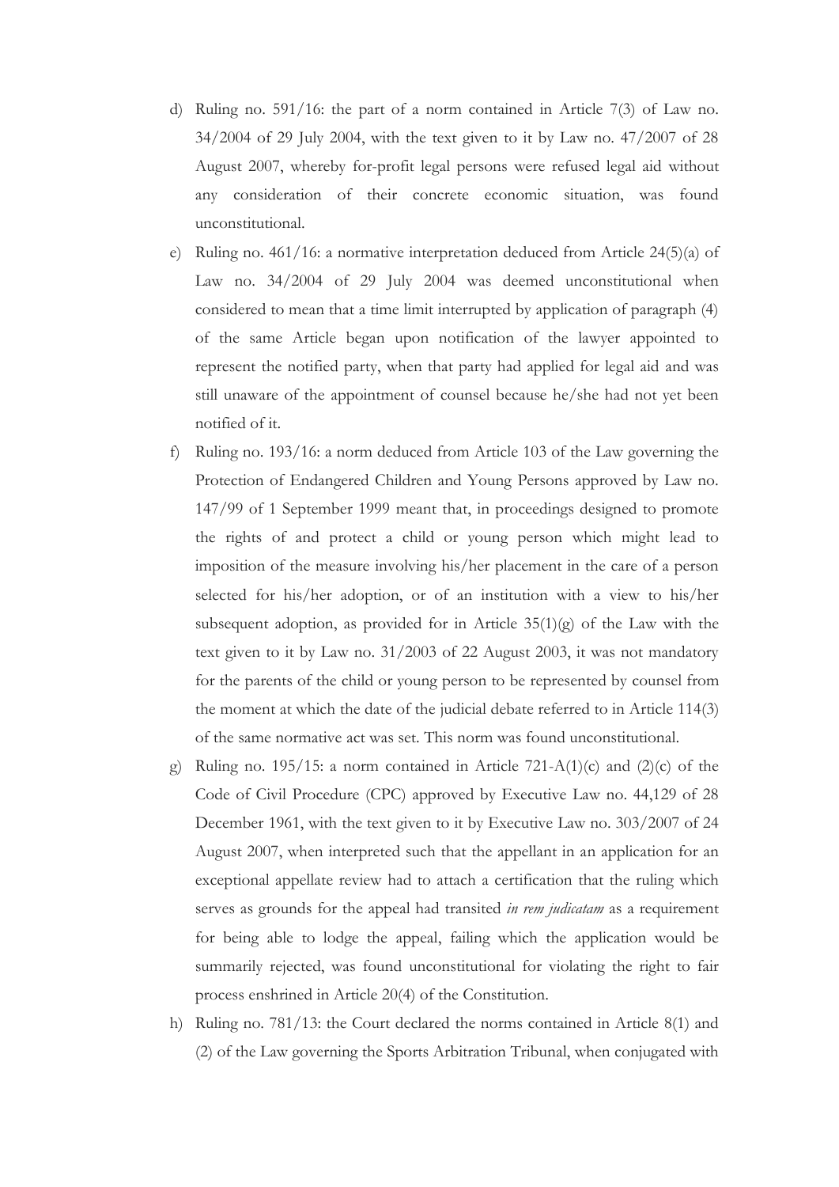d) Ruling no. 591/16: the part of a norm contained in Article 7(3) of Law no. 34/2004 of 29 July 2004, with the text given to it by Law no. 47/2007 of 28 August 2007, whereby for-profit legal persons were refused legal aid without any consideration of their concrete economic situation, was found unconstitutional.

e) Ruling no. 461/16: a normative interpretation deduced from Article 24(5)(a) of Law no. 34/2004 of 29 July 2004 was deemed unconstitutional when considered to mean that a time limit interrupted by application of paragraph (4) of the same Article began upon notification of the lawyer appointed to represent the notified party, when that party had applied for legal aid and was still unaware of the appointment of counsel because he/she had not yet been notified of it.

f) Ruling no. 193/16: a norm deduced from Article 103 of the Law governing the Protection of Endangered Children and Young Persons approved by Law no. 147/99 of 1 September 1999 meant that, in proceedings designed to promote the rights of and protect a child or young person which might lead to imposition of the measure involving his/her placement in the care of a person selected for his/her adoption, or of an institution with a view to his/her subsequent adoption, as provided for in Article 35(1)(g) of the Law with the text given to it by Law no. 31/2003 of 22 August 2003, it was not mandatory for the parents of the child or young person to be represented by counsel from the moment at which the date of the judicial debate referred to in Article 114(3) of the same normative act was set. This norm was found unconstitutional.

g) Ruling no. 195/15: a norm contained in Article 721-A(1)(c) and (2)(c) of the Code of Civil Procedure (CPC) approved by Executive Law no. 44,129 of 28 December 1961, with the text given to it by Executive Law no. 303/2007 of 24 August 2007, when interpreted such that the appellant in an application for an exceptional appellate review had to attach a certification that the ruling which serves as grounds for the appeal had transited *in rem judicatam* as a requirement for being able to lodge the appeal, failing which the application would be summarily rejected, was found unconstitutional for violating the right to fair process enshrined in Article 20(4) of the Constitution.

h) Ruling no. 781/13: the Court declared the norms contained in Article 8(1) and (2) of the Law governing the Sports Arbitration Tribunal, when conjugated with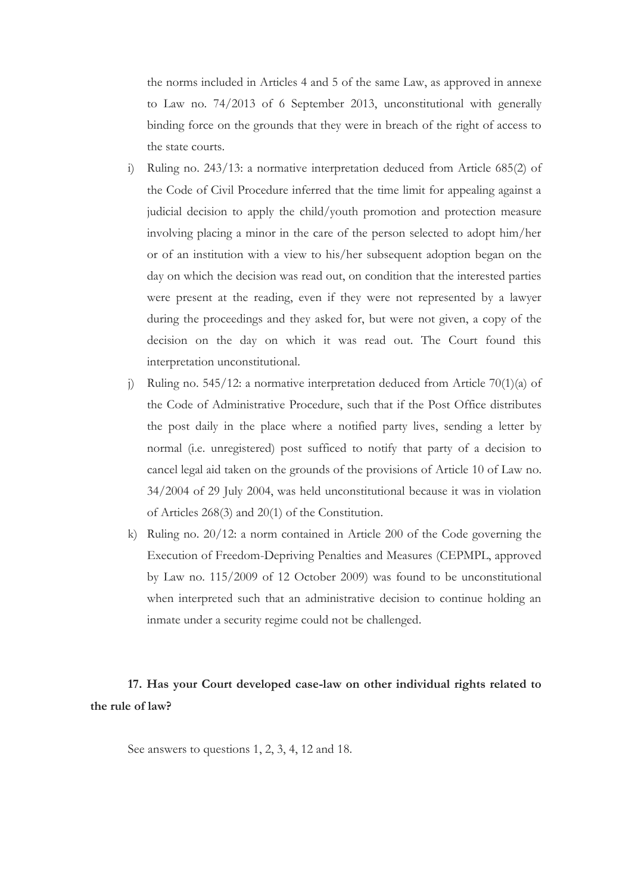the norms included in Articles 4 and 5 of the same Law, as approved in annexe to Law no. 74/2013 of 6 September 2013, unconstitutional with generally binding force on the grounds that they were in breach of the right of access to the state courts.

i) Ruling no. 243/13: a normative interpretation deduced from Article 685(2) of the Code of Civil Procedure inferred that the time limit for appealing against a judicial decision to apply the child/youth promotion and protection measure involving placing a minor in the care of the person selected to adopt him/her or of an institution with a view to his/her subsequent adoption began on the day on which the decision was read out, on condition that the interested parties were present at the reading, even if they were not represented by a lawyer during the proceedings and they asked for, but were not given, a copy of the decision on the day on which it was read out. The Court found this interpretation unconstitutional.

j) Ruling no. 545/12: a normative interpretation deduced from Article 70(1)(a) of the Code of Administrative Procedure, such that if the Post Office distributes the post daily in the place where a notified party lives, sending a letter by normal (i.e. unregistered) post sufficed to notify that party of a decision to cancel legal aid taken on the grounds of the provisions of Article 10 of Law no. 34/2004 of 29 July 2004, was held unconstitutional because it was in violation of Articles 268(3) and 20(1) of the Constitution.

k) Ruling no. 20/12: a norm contained in Article 200 of the Code governing the Execution of Freedom-Depriving Penalties and Measures (CEPMPL, approved by Law no. 115/2009 of 12 October 2009) was found to be unconstitutional when interpreted such that an administrative decision to continue holding an inmate under a security regime could not be challenged.

**17. Has your Court developed case-law on other individual rights related to the rule of law?**

See answers to questions 1, 2, 3, 4, 12 and 18.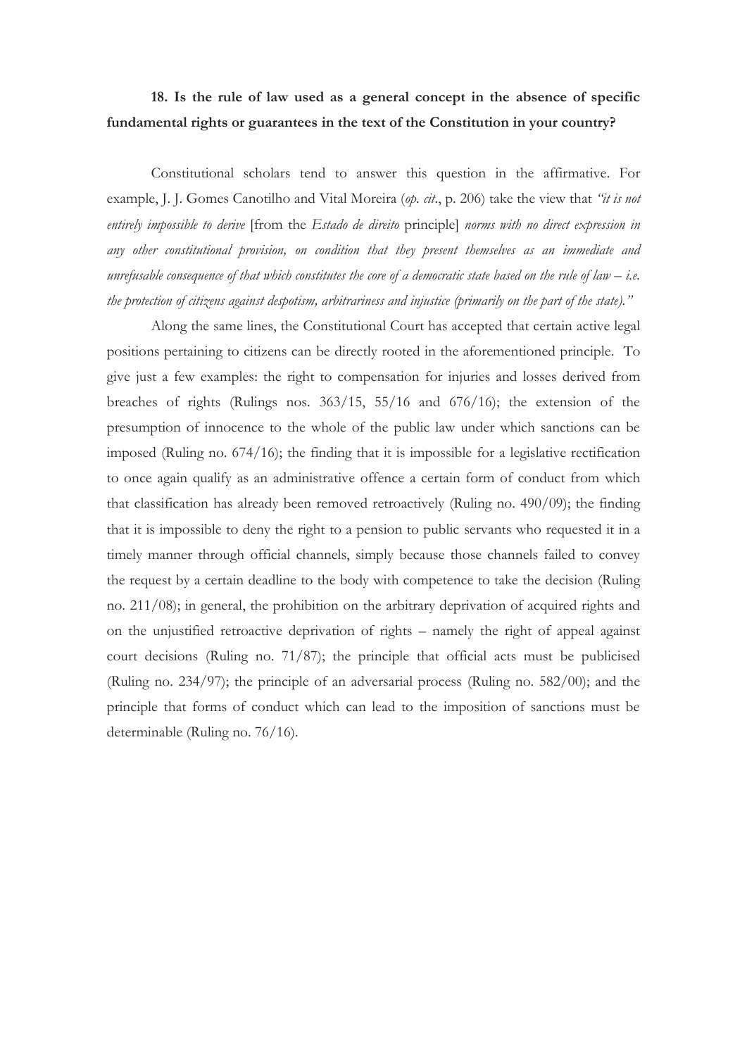**18. Is the rule of law used as a general concept in the absence of specific fundamental rights or guarantees in the text of the Constitution in your country?**

Constitutional scholars tend to answer this question in the affirmative. For example, J. J. Gomes Canotilho and Vital Moreira (*op. cit*., p. 206) take the view that *"it is not entirely impossible to derive* [from the *Estado de direito* principle] *norms with no direct expression in any other constitutional provision, on condition that they present themselves as an immediate and unrefusable consequence of that which constitutes the core of a democratic state based on the rule of law – i.e. the protection of citizens against despotism, arbitrariness and injustice (primarily on the part of the state)."*

Along the same lines, the Constitutional Court has accepted that certain active legal positions pertaining to citizens can be directly rooted in the aforementioned principle. To give just a few examples: the right to compensation for injuries and losses derived from breaches of rights (Rulings nos. 363/15, 55/16 and 676/16); the extension of the presumption of innocence to the whole of the public law under which sanctions can be imposed (Ruling no. 674/16); the finding that it is impossible for a legislative rectification to once again qualify as an administrative offence a certain form of conduct from which that classification has already been removed retroactively (Ruling no. 490/09); the finding that it is impossible to deny the right to a pension to public servants who requested it in a timely manner through official channels, simply because those channels failed to convey the request by a certain deadline to the body with competence to take the decision (Ruling no. 211/08); in general, the prohibition on the arbitrary deprivation of acquired rights and on the unjustified retroactive deprivation of rights – namely the right of appeal against court decisions (Ruling no. 71/87); the principle that official acts must be publicised (Ruling no. 234/97); the principle of an adversarial process (Ruling no. 582/00); and the principle that forms of conduct which can lead to the imposition of sanctions must be determinable (Ruling no. 76/16).